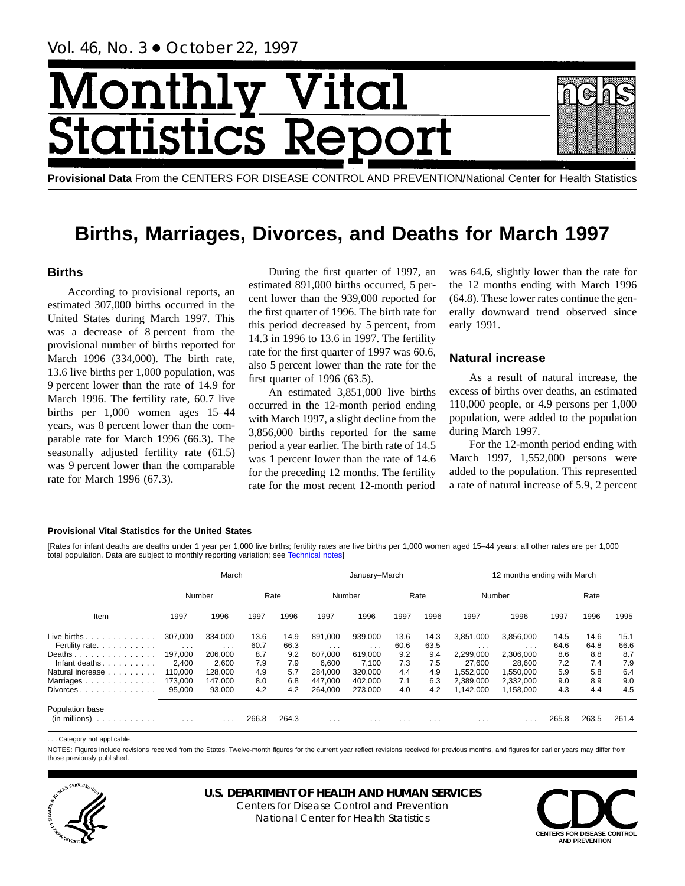Vol. 46, No. 3 • October 22, 1997

# Monthly Vital Statistics Report

**Provisional Data** From the CENTERS FOR DISEASE CONTROL AND PREVENTION/National Center for Health Statistics

# Births, Marriages, Divorces, and Deaths for March 1997

## Births

According to provisional reports, an estimated 307,000 births occurred in the United States during March 1997. This was a decrease of 8 percent from the provisional number of births reported for March 1996 (334,000). The birth rate, 13.6 live births per 1,000 population, was 9 percent lower than the rate of 14.9 for March 1996. The fertility rate, 60.7 live births per 1,000 women ages 15–44 years, was 8 percent lower than the comparable rate for March 1996 (66.3). The seasonally adjusted fertility rate (61.5) was 9 percent lower than the comparable rate for March 1996 (67.3).

During the first quarter of 1997, an estimated 891,000 births occurred, 5 percent lower than the 939,000 reported for the first quarter of 1996. The birth rate for this period decreased by 5 percent, from 14.3 in 1996 to 13.6 in 1997. The fertility rate for the first quarter of 1997 was 60.6, also 5 percent lower than the rate for the first quarter of 1996 (63.5).

An estimated 3,851,000 live births occurred in the 12-month period ending with March 1997, a slight decline from the 3,856,000 births reported for the same period a year earlier. The birth rate of 14.5 was 1 percent lower than the rate of 14.6 for the preceding 12 months. The fertility rate for the most recent 12-month period was 64.6, slightly lower than the rate for the 12 months ending with March 1996 (64.8). These lower rates continue the generally downward trend observed since early 1991.

## Natural increase

As a result of natural increase, the excess of births over deaths, an estimated 110,000 people, or 4.9 persons per 1,000 population, were added to the population during March 1997.

For the 12-month period ending with March 1997, 1,552,000 persons were added to the population. This represented a rate of natural increase of 5.9, 2 percent

**Provisional Vital Statistics for the United States**

[Rates for infant deaths are deaths under 1 year per 1,000 live births; fertility rates are live births per 1,000 women aged 15–44 years; all other rates are per 1,000 total population. Data are subject to monthly reporting variation; see Technical notes]

| Item | March | | | | January–March | | | | 12 months ending with March | | | | |
|---|---|---|---|---|---|---|---|---|---|---|---|---|---|
| | Number | | Rate | | Number | | Rate | | Number | | Rate | | |
| | 1997 | 1996 | 1997 | 1996 | 1997 | 1996 | 1997 | 1996 | 1997 | 1996 | 1997 | 1996 | 1995 |
| Live births | 307,000 | 334,000 | 13.6 | 14.9 | 891,000 | 939,000 | 13.6 | 14.3 | 3,851,000 | 3,856,000 | 14.5 | 14.6 | 15.1 |
| Fertility rate | . . . | . . . | 60.7 | 66.3 | . . . | . . . | 60.6 | 63.5 | . . . | . . . | 64.6 | 64.8 | 66.6 |
| Deaths | 197,000 | 206,000 | 8.7 | 9.2 | 607,000 | 619,000 | 9.2 | 9.4 | 2,299,000 | 2,306,000 | 8.6 | 8.8 | 8.7 |
| Infant deaths | 2,400 | 2,600 | 7.9 | 7.9 | 6,600 | 7,100 | 7.3 | 7.5 | 27,600 | 28,600 | 7.2 | 7.4 | 7.9 |
| Natural increase | 110,000 | 128,000 | 4.9 | 5.7 | 284,000 | 320,000 | 4.4 | 4.9 | 1,552,000 | 1,550,000 | 5.9 | 5.8 | 6.4 |
| Marriages | 173,000 | 147,000 | 8.0 | 6.8 | 447,000 | 402,000 | 7.1 | 6.3 | 2,389,000 | 2,332,000 | 9.0 | 8.9 | 9.0 |
| Divorces | 95,000 | 93,000 | 4.2 | 4.2 | 264,000 | 273,000 | 4.0 | 4.2 | 1,142,000 | 1,158,000 | 4.3 | 4.4 | 4.5 |
| Population base (in millions) | . . . | . . . | 266.8 | 264.3 | . . . | . . . | . . . | . . . | . . . | . . . | 265.8 | 263.5 | 261.4 |

. . . Category not applicable.

NOTES: Figures include revisions received from the States. Twelve-month figures for the current year reflect revisions received for previous months, and figures for earlier years may differ from those previously published.

**U.S. DEPARTMENT OF HEALTH AND HUMAN SERVICES**
Centers for Disease Control and Prevention
National Center for Health Statistics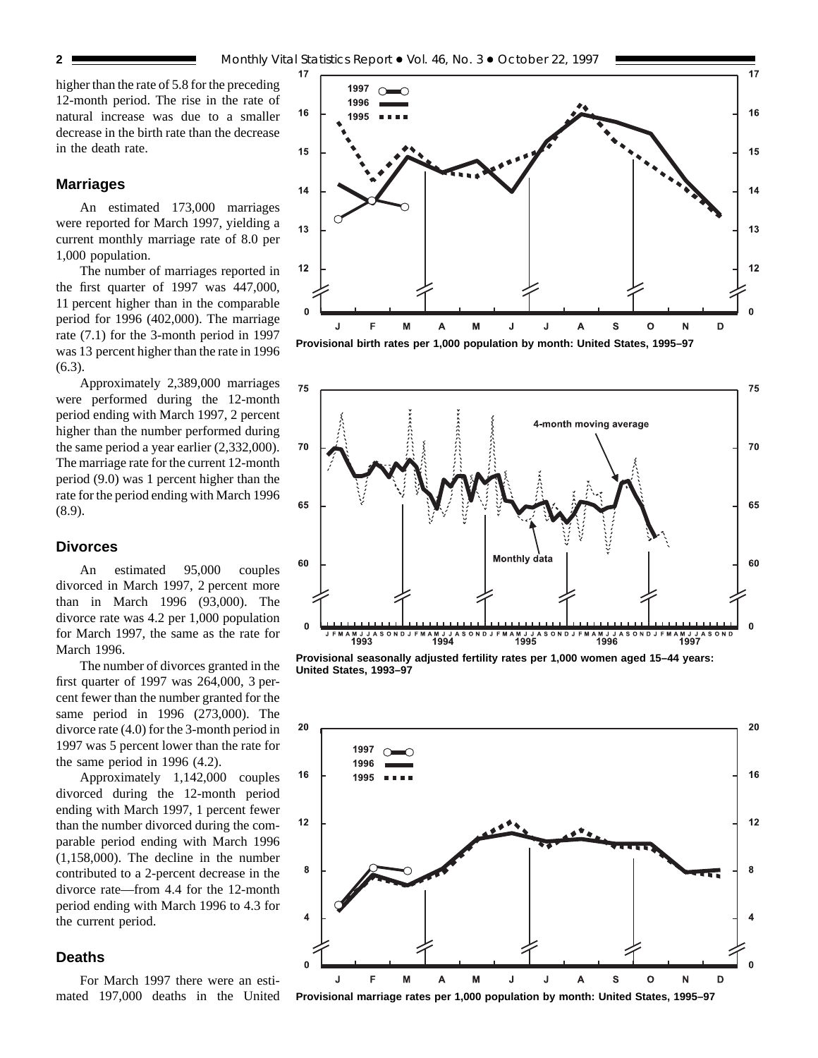higher than the rate of 5.8 for the preceding 12-month period. The rise in the rate of natural increase was due to a smaller decrease in the birth rate than the decrease in the death rate.

## Marriages

An estimated 173,000 marriages were reported for March 1997, yielding a current monthly marriage rate of 8.0 per 1,000 population.

The number of marriages reported in the first quarter of 1997 was 447,000, 11 percent higher than in the comparable period for 1996 (402,000). The marriage rate (7.1) for the 3-month period in 1997 was 13 percent higher than the rate in 1996 (6.3).

Approximately 2,389,000 marriages were performed during the 12-month period ending with March 1997, 2 percent higher than the number performed during the same period a year earlier (2,332,000). The marriage rate for the current 12-month period (9.0) was 1 percent higher than the rate for the period ending with March 1996 (8.9).

## Divorces

An estimated 95,000 couples divorced in March 1997, 2 percent more than in March 1996 (93,000). The divorce rate was 4.2 per 1,000 population for March 1997, the same as the rate for March 1996.

The number of divorces granted in the first quarter of 1997 was 264,000, 3 percent fewer than the number granted for the same period in 1996 (273,000). The divorce rate (4.0) for the 3-month period in 1997 was 5 percent lower than the rate for the same period in 1996 (4.2).

Approximately 1,142,000 couples divorced during the 12-month period ending with March 1997, 1 percent fewer than the number divorced during the comparable period ending with March 1996 (1,158,000). The decline in the number contributed to a 2-percent decrease in the divorce rate—from 4.4 for the 12-month period ending with March 1996 to 4.3 for the current period.

## Deaths

For March 1997 there were an estimated 197,000 deaths in the United

**Provisional birth rates per 1,000 population by month: United States, 1995–97**

**Provisional seasonally adjusted fertility rates per 1,000 women aged 15–44 years: United States, 1993–97**

**Provisional marriage rates per 1,000 population by month: United States, 1995–97**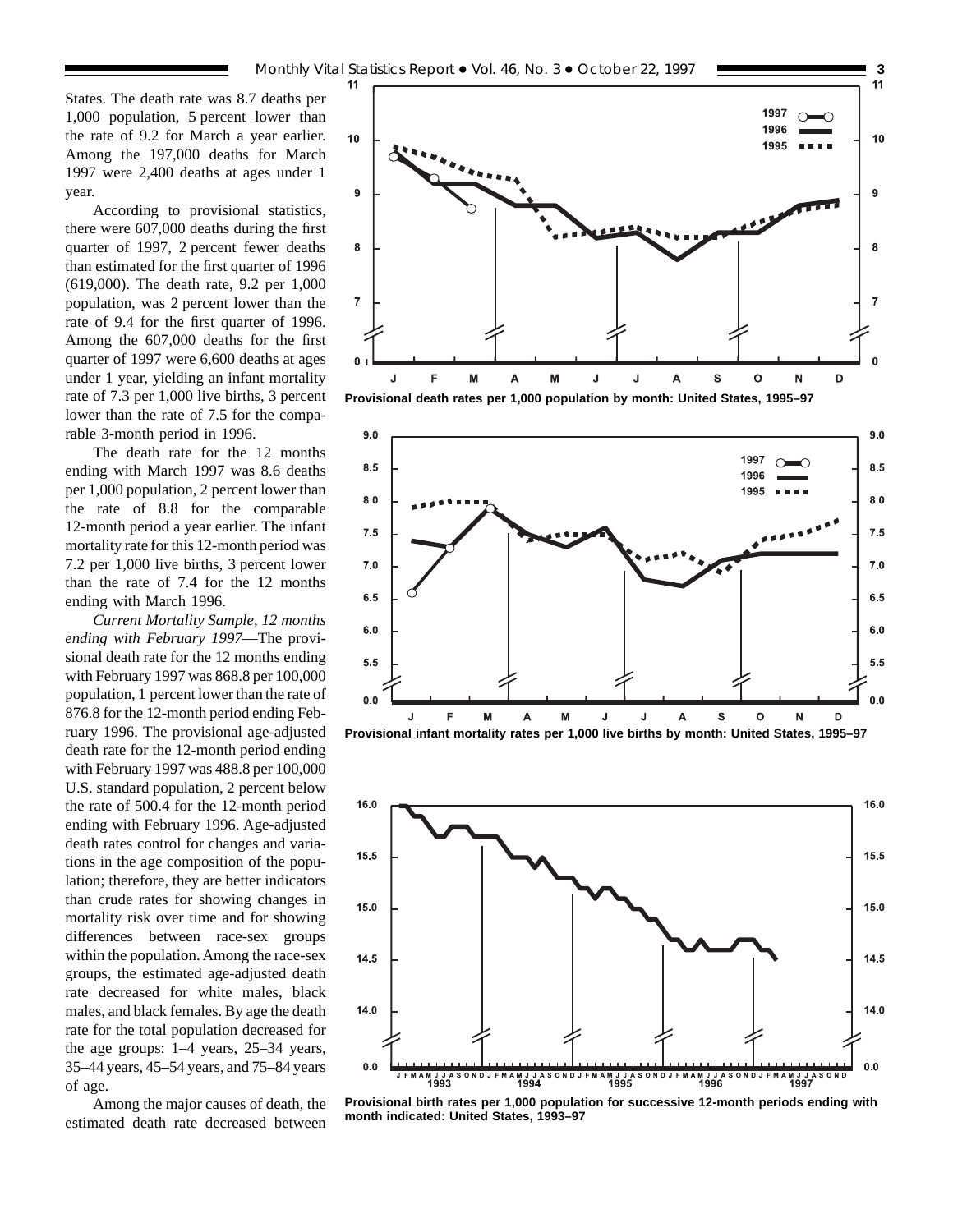States. The death rate was 8.7 deaths per 1,000 population, 5 percent lower than the rate of 9.2 for March a year earlier. Among the 197,000 deaths for March 1997 were 2,400 deaths at ages under 1 year.

According to provisional statistics, there were 607,000 deaths during the first quarter of 1997, 2 percent fewer deaths than estimated for the first quarter of 1996 (619,000). The death rate, 9.2 per 1,000 population, was 2 percent lower than the rate of 9.4 for the first quarter of 1996. Among the 607,000 deaths for the first quarter of 1997 were 6,600 deaths at ages under 1 year, yielding an infant mortality rate of 7.3 per 1,000 live births, 3 percent lower than the rate of 7.5 for the comparable 3-month period in 1996.

The death rate for the 12 months ending with March 1997 was 8.6 deaths per 1,000 population, 2 percent lower than the rate of 8.8 for the comparable 12-month period a year earlier. The infant mortality rate for this 12-month period was 7.2 per 1,000 live births, 3 percent lower than the rate of 7.4 for the 12 months ending with March 1996.

*Current Mortality Sample, 12 months ending with February 1997*—The provisional death rate for the 12 months ending with February 1997 was 868.8 per 100,000 population, 1 percent lower than the rate of 876.8 for the 12-month period ending February 1996. The provisional age-adjusted death rate for the 12-month period ending with February 1997 was 488.8 per 100,000 U.S. standard population, 2 percent below the rate of 500.4 for the 12-month period ending with February 1996. Age-adjusted death rates control for changes and variations in the age composition of the population; therefore, they are better indicators than crude rates for showing changes in mortality risk over time and for showing differences between race-sex groups within the population. Among the race-sex groups, the estimated age-adjusted death rate decreased for white males, black males, and black females. By age the death rate for the total population decreased for the age groups: 1–4 years, 25–34 years, 35–44 years, 45–54 years, and 75–84 years of age.

Among the major causes of death, the estimated death rate decreased between

**Provisional death rates per 1,000 population by month: United States, 1995–97**

**Provisional infant mortality rates per 1,000 live births by month: United States, 1995–97**

**Provisional birth rates per 1,000 population for successive 12-month periods ending with month indicated: United States, 1993–97**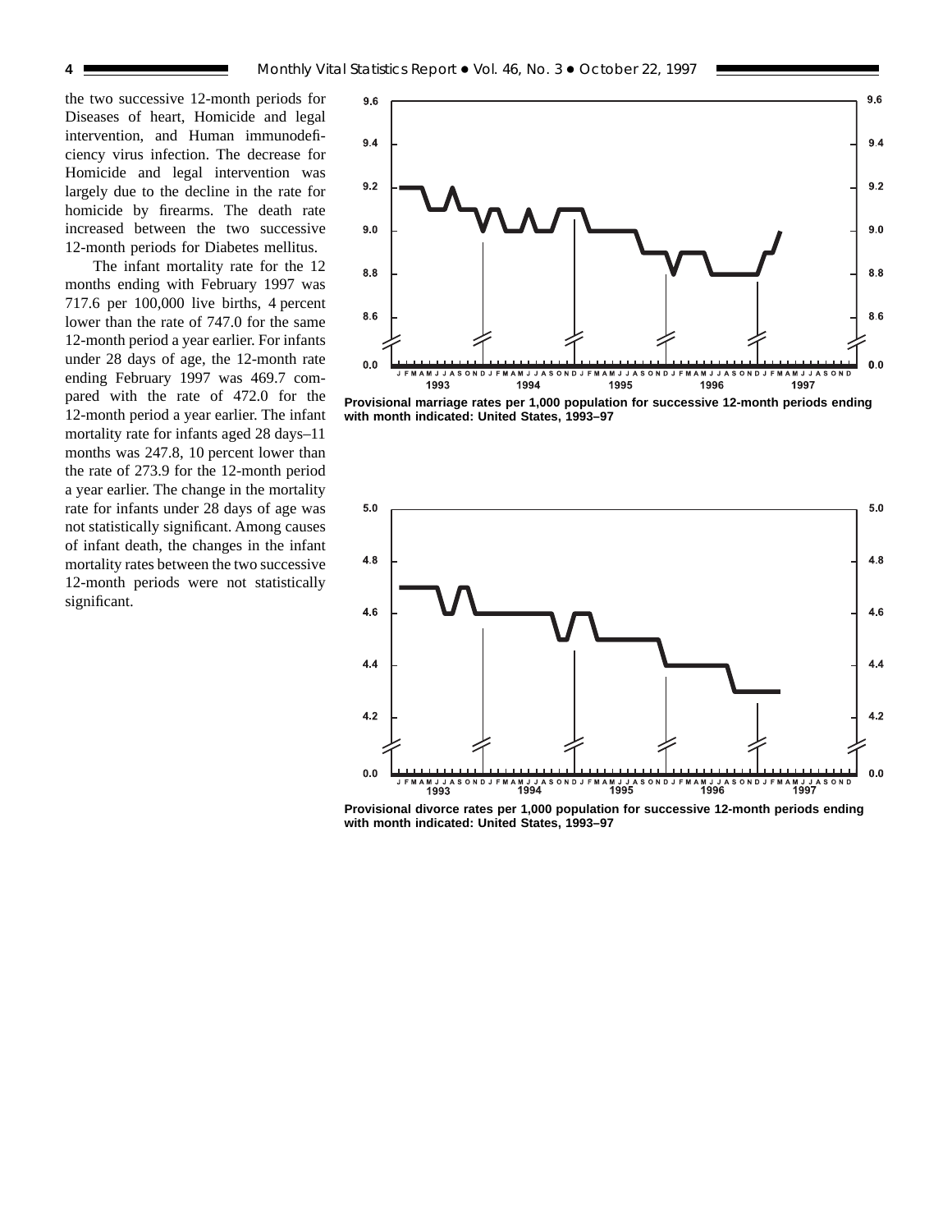the two successive 12-month periods for Diseases of heart, Homicide and legal intervention, and Human immunodeficiency virus infection. The decrease for Homicide and legal intervention was largely due to the decline in the rate for homicide by firearms. The death rate increased between the two successive 12-month periods for Diabetes mellitus.

The infant mortality rate for the 12 months ending with February 1997 was 717.6 per 100,000 live births, 4 percent lower than the rate of 747.0 for the same 12-month period a year earlier. For infants under 28 days of age, the 12-month rate ending February 1997 was 469.7 compared with the rate of 472.0 for the 12-month period a year earlier. The infant mortality rate for infants aged 28 days–11 months was 247.8, 10 percent lower than the rate of 273.9 for the 12-month period a year earlier. The change in the mortality rate for infants under 28 days of age was not statistically significant. Among causes of infant death, the changes in the infant mortality rates between the two successive 12-month periods were not statistically significant.

**Provisional marriage rates per 1,000 population for successive 12-month periods ending with month indicated: United States, 1993–97**

**Provisional divorce rates per 1,000 population for successive 12-month periods ending with month indicated: United States, 1993–97**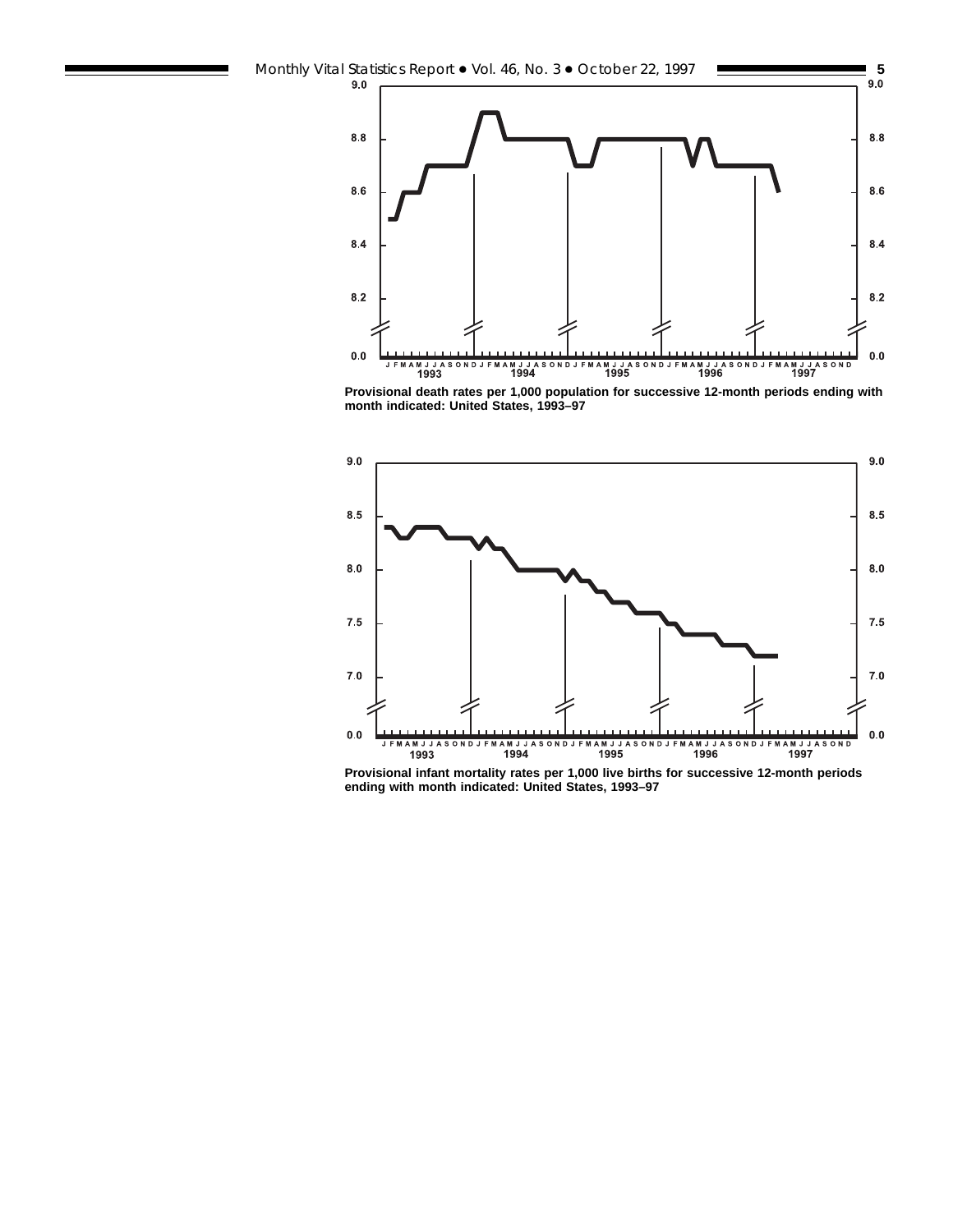Provisional death rates per 1,000 population for successive 12-month periods ending with month indicated: United States, 1993–97

Provisional infant mortality rates per 1,000 live births for successive 12-month periods ending with month indicated: United States, 1993–97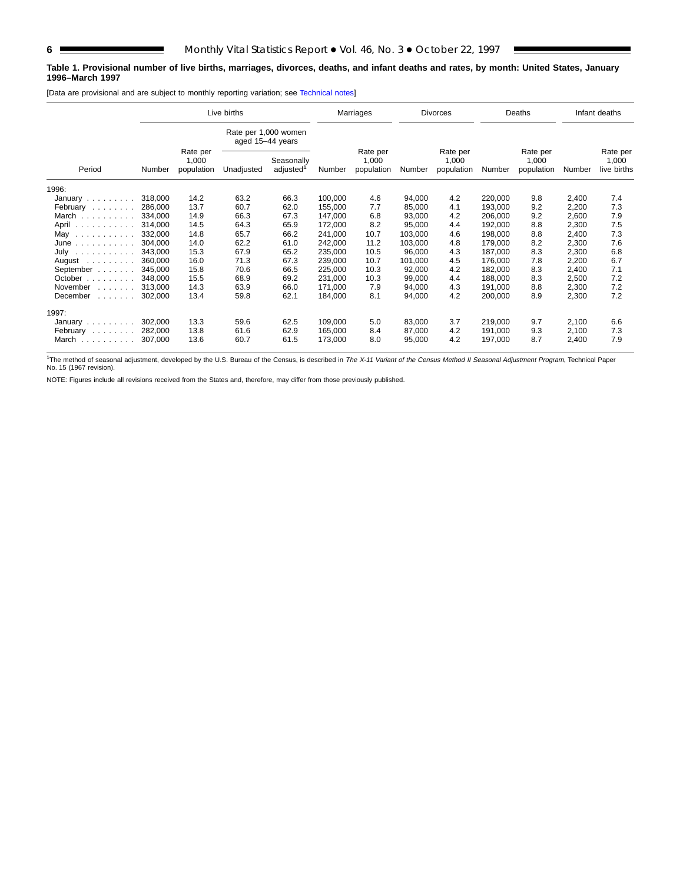**Table 1. Provisional number of live births, marriages, divorces, deaths, and infant deaths and rates, by month: United States, January 1996–March 1997**

[Data are provisional and are subject to monthly reporting variation; see Technical notes]

| Period | Live births | | | | Marriages | | Divorces | | Deaths | | Infant deaths | |
|---|---|---|---|---|---|---|---|---|---|---|---|---|
| | | | Rate per 1,000 women aged 15–44 years | | | | | | | | | |
| | Number | Rate per 1,000 population | Unadjusted | Seasonally adjusted[1] | Number | Rate per 1,000 population | Number | Rate per 1,000 population | Number | Rate per 1,000 population | Number | Rate per 1,000 live births |
| 1996: | | | | | | | | | | | | |
| January | 318,000 | 14.2 | 63.2 | 66.3 | 100,000 | 4.6 | 94,000 | 4.2 | 220,000 | 9.8 | 2,400 | 7.4 |
| February | 286,000 | 13.7 | 60.7 | 62.0 | 155,000 | 7.7 | 85,000 | 4.1 | 193,000 | 9.2 | 2,200 | 7.3 |
| March | 334,000 | 14.9 | 66.3 | 67.3 | 147,000 | 6.8 | 93,000 | 4.2 | 206,000 | 9.2 | 2,600 | 7.9 |
| April | 314,000 | 14.5 | 64.3 | 65.9 | 172,000 | 8.2 | 95,000 | 4.4 | 192,000 | 8.8 | 2,300 | 7.5 |
| May | 332,000 | 14.8 | 65.7 | 66.2 | 241,000 | 10.7 | 103,000 | 4.6 | 198,000 | 8.8 | 2,400 | 7.3 |
| June | 304,000 | 14.0 | 62.2 | 61.0 | 242,000 | 11.2 | 103,000 | 4.8 | 179,000 | 8.2 | 2,300 | 7.6 |
| July | 343,000 | 15.3 | 67.9 | 65.2 | 235,000 | 10.5 | 96,000 | 4.3 | 187,000 | 8.3 | 2,300 | 6.8 |
| August | 360,000 | 16.0 | 71.3 | 67.3 | 239,000 | 10.7 | 101,000 | 4.5 | 176,000 | 7.8 | 2,200 | 6.7 |
| September | 345,000 | 15.8 | 70.6 | 66.5 | 225,000 | 10.3 | 92,000 | 4.2 | 182,000 | 8.3 | 2,400 | 7.1 |
| October | 348,000 | 15.5 | 68.9 | 69.2 | 231,000 | 10.3 | 99,000 | 4.4 | 188,000 | 8.3 | 2,500 | 7.2 |
| November | 313,000 | 14.3 | 63.9 | 66.0 | 171,000 | 7.9 | 94,000 | 4.3 | 191,000 | 8.8 | 2,300 | 7.2 |
| December | 302,000 | 13.4 | 59.8 | 62.1 | 184,000 | 8.1 | 94,000 | 4.2 | 200,000 | 8.9 | 2,300 | 7.2 |
| 1997: | | | | | | | | | | | | |
| January | 302,000 | 13.3 | 59.6 | 62.5 | 109,000 | 5.0 | 83,000 | 3.7 | 219,000 | 9.7 | 2,100 | 6.6 |
| February | 282,000 | 13.8 | 61.6 | 62.9 | 165,000 | 8.4 | 87,000 | 4.2 | 191,000 | 9.3 | 2,100 | 7.3 |
| March | 307,000 | 13.6 | 60.7 | 61.5 | 173,000 | 8.0 | 95,000 | 4.2 | 197,000 | 8.7 | 2,400 | 7.9 |

[1]The method of seasonal adjustment, developed by the U.S. Bureau of the Census, is described in *The X-11 Variant of the Census Method II Seasonal Adjustment Program*, Technical Paper No. 15 (1967 revision).

NOTE: Figures include all revisions received from the States and, therefore, may differ from those previously published.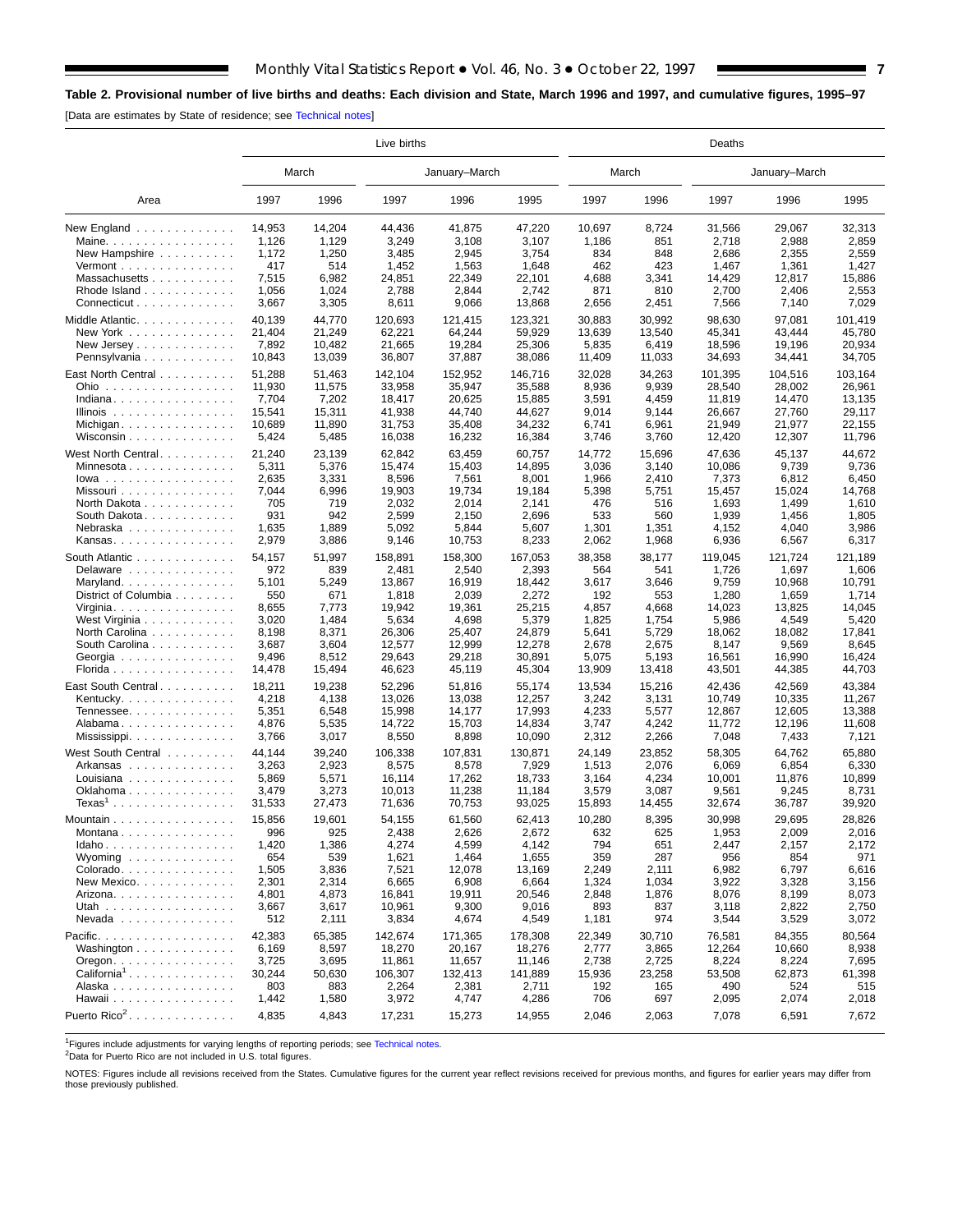## Table 2. Provisional number of live births and deaths: Each division and State, March 1996 and 1997, and cumulative figures, 1995–97

[Data are estimates by State of residence; see Technical notes]

| Area | Live births | | | | | Deaths | | | | |
|---|---|---|---|---|---|---|---|---|---|---|
| | March | | January–March | | | March | | January–March | | |
| | 1997 | 1996 | 1997 | 1996 | 1995 | 1997 | 1996 | 1997 | 1996 | 1995 |
| New England | 14,953 | 14,204 | 44,436 | 41,875 | 47,220 | 10,697 | 8,724 | 31,566 | 29,067 | 32,313 |
| Maine | 1,126 | 1,129 | 3,249 | 3,108 | 3,107 | 1,186 | 851 | 2,718 | 2,988 | 2,859 |
| New Hampshire | 1,172 | 1,250 | 3,485 | 2,945 | 3,754 | 834 | 848 | 2,686 | 2,355 | 2,559 |
| Vermont | 417 | 514 | 1,452 | 1,563 | 1,648 | 462 | 423 | 1,467 | 1,361 | 1,427 |
| Massachusetts | 7,515 | 6,982 | 24,851 | 22,349 | 22,101 | 4,688 | 3,341 | 14,429 | 12,817 | 15,886 |
| Rhode Island | 1,056 | 1,024 | 2,788 | 2,844 | 2,742 | 871 | 810 | 2,700 | 2,406 | 2,553 |
| Connecticut | 3,667 | 3,305 | 8,611 | 9,066 | 13,868 | 2,656 | 2,451 | 7,566 | 7,140 | 7,029 |
| Middle Atlantic | 40,139 | 44,770 | 120,693 | 121,415 | 123,321 | 30,883 | 30,992 | 98,630 | 97,081 | 101,419 |
| New York | 21,404 | 21,249 | 62,221 | 64,244 | 59,929 | 13,639 | 13,540 | 45,341 | 43,444 | 45,780 |
| New Jersey | 7,892 | 10,482 | 21,665 | 19,284 | 25,306 | 5,835 | 6,419 | 18,596 | 19,196 | 20,934 |
| Pennsylvania | 10,843 | 13,039 | 36,807 | 37,887 | 38,086 | 11,409 | 11,033 | 34,693 | 34,441 | 34,705 |
| East North Central | 51,288 | 51,463 | 142,104 | 152,952 | 146,716 | 32,028 | 34,263 | 101,395 | 104,516 | 103,164 |
| Ohio | 11,930 | 11,575 | 33,958 | 35,947 | 35,588 | 8,936 | 9,939 | 28,540 | 28,002 | 26,961 |
| Indiana | 7,704 | 7,202 | 18,417 | 20,625 | 15,885 | 3,591 | 4,459 | 11,819 | 14,470 | 13,135 |
| Illinois | 15,541 | 15,311 | 41,938 | 44,740 | 44,627 | 9,014 | 9,144 | 26,667 | 27,760 | 29,117 |
| Michigan | 10,689 | 11,890 | 31,753 | 35,408 | 34,232 | 6,741 | 6,961 | 21,949 | 21,977 | 22,155 |
| Wisconsin | 5,424 | 5,485 | 16,038 | 16,232 | 16,384 | 3,746 | 3,760 | 12,420 | 12,307 | 11,796 |
| West North Central | 21,240 | 23,139 | 62,842 | 63,459 | 60,757 | 14,772 | 15,696 | 47,636 | 45,137 | 44,672 |
| Minnesota | 5,311 | 5,376 | 15,474 | 15,403 | 14,895 | 3,036 | 3,140 | 10,086 | 9,739 | 9,736 |
| Iowa | 2,635 | 3,331 | 8,596 | 7,561 | 8,001 | 1,966 | 2,410 | 7,373 | 6,812 | 6,450 |
| Missouri | 7,044 | 6,996 | 19,903 | 19,734 | 19,184 | 5,398 | 5,751 | 15,457 | 15,024 | 14,768 |
| North Dakota | 705 | 719 | 2,032 | 2,014 | 2,141 | 476 | 516 | 1,693 | 1,499 | 1,610 |
| South Dakota | 931 | 942 | 2,599 | 2,150 | 2,696 | 533 | 560 | 1,939 | 1,456 | 1,805 |
| Nebraska | 1,635 | 1,889 | 5,092 | 5,844 | 5,607 | 1,301 | 1,351 | 4,152 | 4,040 | 3,986 |
| Kansas | 2,979 | 3,886 | 9,146 | 10,753 | 8,233 | 2,062 | 1,968 | 6,936 | 6,567 | 6,317 |
| South Atlantic | 54,157 | 51,997 | 158,891 | 158,300 | 167,053 | 38,358 | 38,177 | 119,045 | 121,724 | 121,189 |
| Delaware | 972 | 839 | 2,481 | 2,540 | 2,393 | 564 | 541 | 1,726 | 1,697 | 1,606 |
| Maryland | 5,101 | 5,249 | 13,867 | 16,919 | 18,442 | 3,617 | 3,646 | 9,759 | 10,968 | 10,791 |
| District of Columbia | 550 | 671 | 1,818 | 2,039 | 2,272 | 192 | 553 | 1,280 | 1,659 | 1,714 |
| Virginia | 8,655 | 7,773 | 19,942 | 19,361 | 25,215 | 4,857 | 4,668 | 14,023 | 13,825 | 14,045 |
| West Virginia | 3,020 | 1,484 | 5,634 | 4,698 | 5,379 | 1,825 | 1,754 | 5,986 | 4,549 | 5,420 |
| North Carolina | 8,198 | 8,371 | 26,306 | 25,407 | 24,879 | 5,641 | 5,729 | 18,062 | 18,082 | 17,841 |
| South Carolina | 3,687 | 3,604 | 12,577 | 12,999 | 12,278 | 2,678 | 2,675 | 8,147 | 9,569 | 8,645 |
| Georgia | 9,496 | 8,512 | 29,643 | 29,218 | 30,891 | 5,075 | 5,193 | 16,561 | 16,990 | 16,424 |
| Florida | 14,478 | 15,494 | 46,623 | 45,119 | 45,304 | 13,909 | 13,418 | 43,501 | 44,385 | 44,703 |
| East South Central | 18,211 | 19,238 | 52,296 | 51,816 | 55,174 | 13,534 | 15,216 | 42,436 | 42,569 | 43,384 |
| Kentucky | 4,218 | 4,138 | 13,026 | 13,038 | 12,257 | 3,242 | 3,131 | 10,749 | 10,335 | 11,267 |
| Tennessee | 5,351 | 6,548 | 15,998 | 14,177 | 17,993 | 4,233 | 5,577 | 12,867 | 12,605 | 13,388 |
| Alabama | 4,876 | 5,535 | 14,722 | 15,703 | 14,834 | 3,747 | 4,242 | 11,772 | 12,196 | 11,608 |
| Mississippi | 3,766 | 3,017 | 8,550 | 8,898 | 10,090 | 2,312 | 2,266 | 7,048 | 7,433 | 7,121 |
| West South Central | 44,144 | 39,240 | 106,338 | 107,831 | 130,871 | 24,149 | 23,852 | 58,305 | 64,762 | 65,880 |
| Arkansas | 3,263 | 2,923 | 8,575 | 8,578 | 7,929 | 1,513 | 2,076 | 6,069 | 6,854 | 6,330 |
| Louisiana | 5,869 | 5,571 | 16,114 | 17,262 | 18,733 | 3,164 | 4,234 | 10,001 | 11,876 | 10,899 |
| Oklahoma | 3,479 | 3,273 | 10,013 | 11,238 | 11,184 | 3,579 | 3,087 | 9,561 | 9,245 | 8,731 |
| Texas[1] | 31,533 | 27,473 | 71,636 | 70,753 | 93,025 | 15,893 | 14,455 | 32,674 | 36,787 | 39,920 |
| Mountain | 15,856 | 19,601 | 54,155 | 61,560 | 62,413 | 10,280 | 8,395 | 30,998 | 29,695 | 28,826 |
| Montana | 996 | 925 | 2,438 | 2,626 | 2,672 | 632 | 625 | 1,953 | 2,009 | 2,016 |
| Idaho | 1,420 | 1,386 | 4,274 | 4,599 | 4,142 | 794 | 651 | 2,447 | 2,157 | 2,172 |
| Wyoming | 654 | 539 | 1,621 | 1,464 | 1,655 | 359 | 287 | 956 | 854 | 971 |
| Colorado | 1,505 | 3,836 | 7,521 | 12,078 | 13,169 | 2,249 | 2,111 | 6,982 | 6,797 | 6,616 |
| New Mexico | 2,301 | 2,314 | 6,665 | 6,908 | 6,664 | 1,324 | 1,034 | 3,922 | 3,328 | 3,156 |
| Arizona | 4,801 | 4,873 | 16,841 | 19,911 | 20,546 | 2,848 | 1,876 | 8,076 | 8,199 | 8,073 |
| Utah | 3,667 | 3,617 | 10,961 | 9,300 | 9,016 | 893 | 837 | 3,118 | 2,822 | 2,750 |
| Nevada | 512 | 2,111 | 3,834 | 4,674 | 4,549 | 1,181 | 974 | 3,544 | 3,529 | 3,072 |
| Pacific | 42,383 | 65,385 | 142,674 | 171,365 | 178,308 | 22,349 | 30,710 | 76,581 | 84,355 | 80,564 |
| Washington | 6,169 | 8,597 | 18,270 | 20,167 | 18,276 | 2,777 | 3,865 | 12,264 | 10,660 | 8,938 |
| Oregon | 3,725 | 3,695 | 11,861 | 11,657 | 11,146 | 2,738 | 2,725 | 8,224 | 8,224 | 7,695 |
| California[1] | 30,244 | 50,630 | 106,307 | 132,413 | 141,889 | 15,936 | 23,258 | 53,508 | 62,873 | 61,398 |
| Alaska | 803 | 883 | 2,264 | 2,381 | 2,711 | 192 | 165 | 490 | 524 | 515 |
| Hawaii | 1,442 | 1,580 | 3,972 | 4,747 | 4,286 | 706 | 697 | 2,095 | 2,074 | 2,018 |
| Puerto Rico[2] | 4,835 | 4,843 | 17,231 | 15,273 | 14,955 | 2,046 | 2,063 | 7,078 | 6,591 | 7,672 |

[1]Figures include adjustments for varying lengths of reporting periods; see Technical notes.
[2]Data for Puerto Rico are not included in U.S. total figures.

NOTES: Figures include all revisions received from the States. Cumulative figures for the current year reflect revisions received for previous months, and figures for earlier years may differ from those previously published.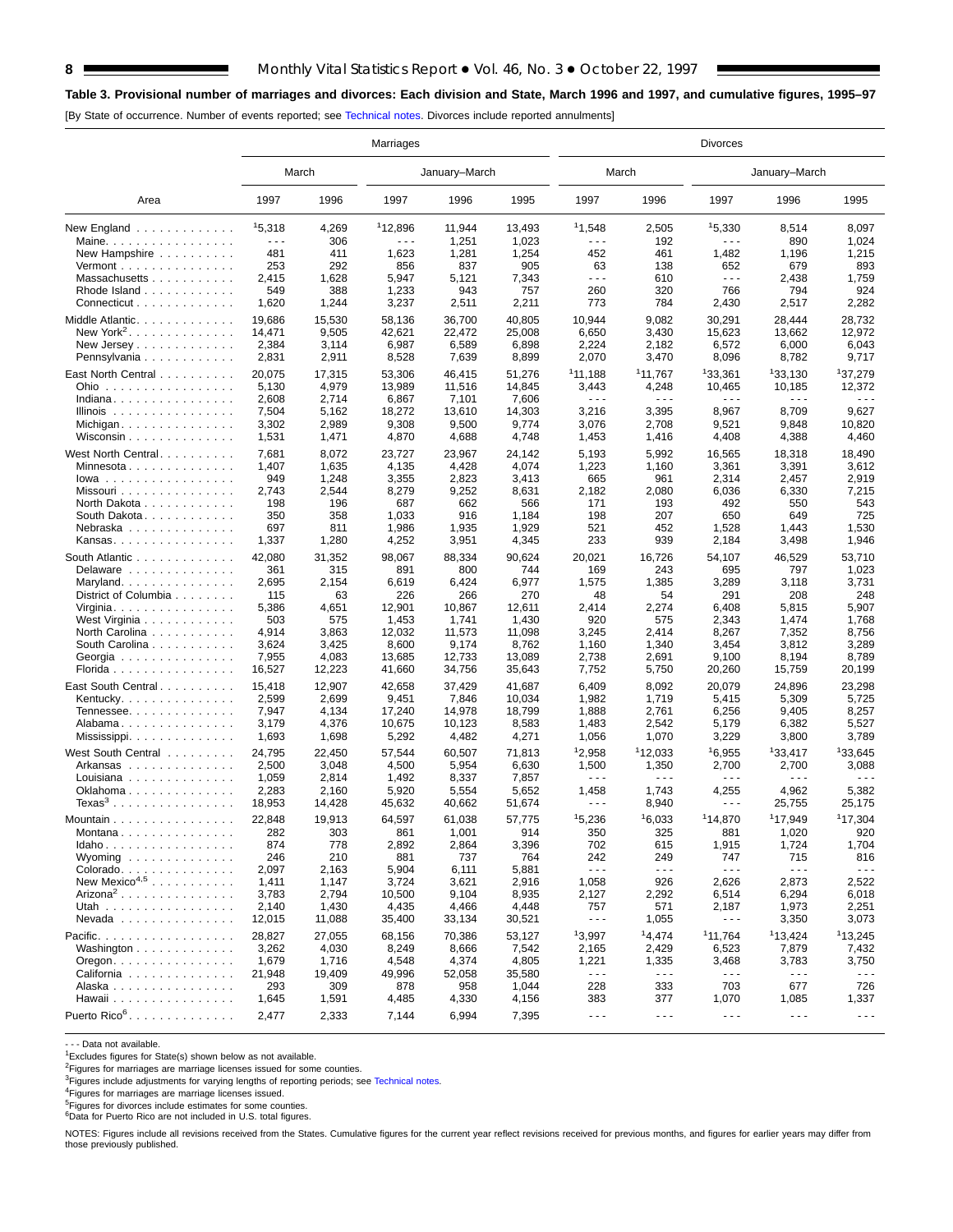**Table 3. Provisional number of marriages and divorces: Each division and State, March 1996 and 1997, and cumulative figures, 1995–97**

[By State of occurrence. Number of events reported; see Technical notes. Divorces include reported annulments]

| Area | Marriages | | | | | Divorces | | | | |
|---|---|---|---|---|---|---|---|---|---|---|
| | March | | January–March | | | March | | January–March | | |
| | 1997 | 1996 | 1997 | 1996 | 1995 | 1997 | 1996 | 1997 | 1996 | 1995 |
| New England | [1]5,318 | 4,269 | [1]12,896 | 11,944 | 13,493 | [1]1,548 | 2,505 | [1]5,330 | 8,514 | 8,097 |
| Maine | - - - | 306 | - - - | 1,251 | 1,023 | - - - | 192 | - - - | 890 | 1,024 |
| New Hampshire | 481 | 411 | 1,623 | 1,281 | 1,254 | 452 | 461 | 1,482 | 1,196 | 1,215 |
| Vermont | 253 | 292 | 856 | 837 | 905 | 63 | 138 | 652 | 679 | 893 |
| Massachusetts | 2,415 | 1,628 | 5,947 | 5,121 | 7,343 | - - - | 610 | - - - | 2,438 | 1,759 |
| Rhode Island | 549 | 388 | 1,233 | 943 | 757 | 260 | 320 | 766 | 794 | 924 |
| Connecticut | 1,620 | 1,244 | 3,237 | 2,511 | 2,211 | 773 | 784 | 2,430 | 2,517 | 2,282 |
| Middle Atlantic | 19,686 | 15,530 | 58,136 | 36,700 | 40,805 | 10,944 | 9,082 | 30,291 | 28,444 | 28,732 |
| New York[2] | 14,471 | 9,505 | 42,621 | 22,472 | 25,008 | 6,650 | 3,430 | 15,623 | 13,662 | 12,972 |
| New Jersey | 2,384 | 3,114 | 6,987 | 6,589 | 6,898 | 2,224 | 2,182 | 6,572 | 6,000 | 6,043 |
| Pennsylvania | 2,831 | 2,911 | 8,528 | 7,639 | 8,899 | 2,070 | 3,470 | 8,096 | 8,782 | 9,717 |
| East North Central | 20,075 | 17,315 | 53,306 | 46,415 | 51,276 | [1]11,188 | [1]11,767 | [1]33,361 | [1]33,130 | [1]37,279 |
| Ohio | 5,130 | 4,979 | 13,989 | 11,516 | 14,845 | 3,443 | 4,248 | 10,465 | 10,185 | 12,372 |
| Indiana | 2,608 | 2,714 | 6,867 | 7,101 | 7,606 | - - - | - - - | - - - | - - - | - - - |
| Illinois | 7,504 | 5,162 | 18,272 | 13,610 | 14,303 | 3,216 | 3,395 | 8,967 | 8,709 | 9,627 |
| Michigan | 3,302 | 2,989 | 9,308 | 9,500 | 9,774 | 3,076 | 2,708 | 9,521 | 9,848 | 10,820 |
| Wisconsin | 1,531 | 1,471 | 4,870 | 4,688 | 4,748 | 1,453 | 1,416 | 4,408 | 4,388 | 4,460 |
| West North Central | 7,681 | 8,072 | 23,727 | 23,967 | 24,142 | 5,193 | 5,992 | 16,565 | 18,318 | 18,490 |
| Minnesota | 1,407 | 1,635 | 4,135 | 4,428 | 4,074 | 1,223 | 1,160 | 3,361 | 3,391 | 3,612 |
| Iowa | 949 | 1,248 | 3,355 | 2,823 | 3,413 | 665 | 961 | 2,314 | 2,457 | 2,919 |
| Missouri | 2,743 | 2,544 | 8,279 | 9,252 | 8,631 | 2,182 | 2,080 | 6,036 | 6,330 | 7,215 |
| North Dakota | 198 | 196 | 687 | 662 | 566 | 171 | 193 | 492 | 550 | 543 |
| South Dakota | 350 | 358 | 1,033 | 916 | 1,184 | 198 | 207 | 650 | 649 | 725 |
| Nebraska | 697 | 811 | 1,986 | 1,935 | 1,929 | 521 | 452 | 1,528 | 1,443 | 1,530 |
| Kansas | 1,337 | 1,280 | 4,252 | 3,951 | 4,345 | 233 | 939 | 2,184 | 3,498 | 1,946 |
| South Atlantic | 42,080 | 31,352 | 98,067 | 88,334 | 90,624 | 20,021 | 16,726 | 54,107 | 46,529 | 53,710 |
| Delaware | 361 | 315 | 891 | 800 | 744 | 169 | 243 | 695 | 797 | 1,023 |
| Maryland | 2,695 | 2,154 | 6,619 | 6,424 | 6,977 | 1,575 | 1,385 | 3,289 | 3,118 | 3,731 |
| District of Columbia | 115 | 63 | 226 | 266 | 270 | 48 | 54 | 291 | 208 | 248 |
| Virginia | 5,386 | 4,651 | 12,901 | 10,867 | 12,611 | 2,414 | 2,274 | 6,408 | 5,815 | 5,907 |
| West Virginia | 503 | 575 | 1,453 | 1,741 | 1,430 | 920 | 575 | 2,343 | 1,474 | 1,768 |
| North Carolina | 4,914 | 3,863 | 12,032 | 11,573 | 11,098 | 3,245 | 2,414 | 8,267 | 7,352 | 8,756 |
| South Carolina | 3,624 | 3,425 | 8,600 | 9,174 | 8,762 | 1,160 | 1,340 | 3,454 | 3,812 | 3,289 |
| Georgia | 7,955 | 4,083 | 13,685 | 12,733 | 13,089 | 2,738 | 2,691 | 9,100 | 8,194 | 8,789 |
| Florida | 16,527 | 12,223 | 41,660 | 34,756 | 35,643 | 7,752 | 5,750 | 20,260 | 15,759 | 20,199 |
| East South Central | 15,418 | 12,907 | 42,658 | 37,429 | 41,687 | 6,409 | 8,092 | 20,079 | 24,896 | 23,298 |
| Kentucky | 2,599 | 2,699 | 9,451 | 7,846 | 10,034 | 1,982 | 1,719 | 5,415 | 5,309 | 5,725 |
| Tennessee | 7,947 | 4,134 | 17,240 | 14,978 | 18,799 | 1,888 | 2,761 | 6,256 | 9,405 | 8,257 |
| Alabama | 3,179 | 4,376 | 10,675 | 10,123 | 8,583 | 1,483 | 2,542 | 5,179 | 6,382 | 5,527 |
| Mississippi | 1,693 | 1,698 | 5,292 | 4,482 | 4,271 | 1,056 | 1,070 | 3,229 | 3,800 | 3,789 |
| West South Central | 24,795 | 22,450 | 57,544 | 60,507 | 71,813 | [1]2,958 | [1]12,033 | [1]6,955 | [1]33,417 | [1]33,645 |
| Arkansas | 2,500 | 3,048 | 4,500 | 5,954 | 6,630 | 1,500 | 1,350 | 2,700 | 2,700 | 3,088 |
| Louisiana | 1,059 | 2,814 | 1,492 | 8,337 | 7,857 | - - - | - - - | - - - | - - - | - - - |
| Oklahoma | 2,283 | 2,160 | 5,920 | 5,554 | 5,652 | 1,458 | 1,743 | 4,255 | 4,962 | 5,382 |
| Texas[3] | 18,953 | 14,428 | 45,632 | 40,662 | 51,674 | - - - | 8,940 | - - - | 25,755 | 25,175 |
| Mountain | 22,848 | 19,913 | 64,597 | 61,038 | 57,775 | [1]5,236 | [1]6,033 | [1]14,870 | [1]17,949 | [1]17,304 |
| Montana | 282 | 303 | 861 | 1,001 | 914 | 350 | 325 | 881 | 1,020 | 920 |
| Idaho | 874 | 778 | 2,892 | 2,864 | 3,396 | 702 | 615 | 1,915 | 1,724 | 1,704 |
| Wyoming | 246 | 210 | 881 | 737 | 764 | 242 | 249 | 747 | 715 | 816 |
| Colorado | 2,097 | 2,163 | 5,904 | 6,111 | 5,881 | - - - | - - - | - - - | - - - | - - - |
| New Mexico[4,5] | 1,411 | 1,147 | 3,724 | 3,621 | 2,916 | 1,058 | 926 | 2,626 | 2,873 | 2,522 |
| Arizona[2] | 3,783 | 2,794 | 10,500 | 9,104 | 8,935 | 2,127 | 2,292 | 6,514 | 6,294 | 6,018 |
| Utah | 2,140 | 1,430 | 4,435 | 4,466 | 4,448 | 757 | 571 | 2,187 | 1,973 | 2,251 |
| Nevada | 12,015 | 11,088 | 35,400 | 33,134 | 30,521 | - - - | 1,055 | - - - | 3,350 | 3,073 |
| Pacific | 28,827 | 27,055 | 68,156 | 70,386 | 53,127 | [1]3,997 | [1]4,474 | [1]11,764 | [1]13,424 | [1]13,245 |
| Washington | 3,262 | 4,030 | 8,249 | 8,666 | 7,542 | 2,165 | 2,429 | 6,523 | 7,879 | 7,432 |
| Oregon | 1,679 | 1,716 | 4,548 | 4,374 | 4,805 | 1,221 | 1,335 | 3,468 | 3,783 | 3,750 |
| California | 21,948 | 19,409 | 49,996 | 52,058 | 35,580 | - - - | - - - | - - - | - - - | - - - |
| Alaska | 293 | 309 | 878 | 958 | 1,044 | 228 | 333 | 703 | 677 | 726 |
| Hawaii | 1,645 | 1,591 | 4,485 | 4,330 | 4,156 | 383 | 377 | 1,070 | 1,085 | 1,337 |
| Puerto Rico[6] | 2,477 | 2,333 | 7,144 | 6,994 | 7,395 | - - - | - - - | - - - | - - - | - - - |

- - - Data not available.
[1]Excludes figures for State(s) shown below as not available.
[2]Figures for marriages are marriage licenses issued for some counties.
[3]Figures include adjustments for varying lengths of reporting periods; see Technical notes.
[4]Figures for marriages are marriage licenses issued.
[5]Figures for divorces include estimates for some counties.
[6]Data for Puerto Rico are not included in U.S. total figures.

NOTES: Figures include all revisions received from the States. Cumulative figures for the current year reflect revisions received for previous months, and figures for earlier years may differ from those previously published.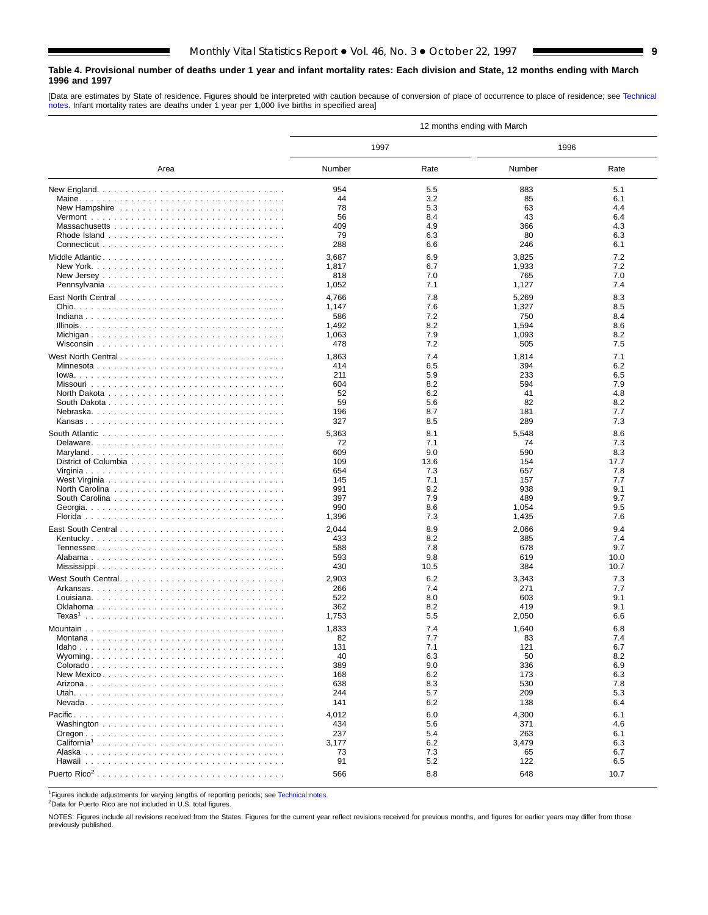**Table 4. Provisional number of deaths under 1 year and infant mortality rates: Each division and State, 12 months ending with March 1996 and 1997**

[Data are estimates by State of residence. Figures should be interpreted with caution because of conversion of place of occurrence to place of residence; see Technical notes. Infant mortality rates are deaths under 1 year per 1,000 live births in specified area]

| Area | 12 months ending with March | | | |
|---|---|---|---|---|
| | 1997 | | 1996 | |
| | Number | Rate | Number | Rate |
| New England | 954 | 5.5 | 883 | 5.1 |
| Maine | 44 | 3.2 | 85 | 6.1 |
| New Hampshire | 78 | 5.3 | 63 | 4.4 |
| Vermont | 56 | 8.4 | 43 | 6.4 |
| Massachusetts | 409 | 4.9 | 366 | 4.3 |
| Rhode Island | 79 | 6.3 | 80 | 6.3 |
| Connecticut | 288 | 6.6 | 246 | 6.1 |
| Middle Atlantic | 3,687 | 6.9 | 3,825 | 7.2 |
| New York | 1,817 | 6.7 | 1,933 | 7.2 |
| New Jersey | 818 | 7.0 | 765 | 7.0 |
| Pennsylvania | 1,052 | 7.1 | 1,127 | 7.4 |
| East North Central | 4,766 | 7.8 | 5,269 | 8.3 |
| Ohio | 1,147 | 7.6 | 1,327 | 8.5 |
| Indiana | 586 | 7.2 | 750 | 8.4 |
| Illinois | 1,492 | 8.2 | 1,594 | 8.6 |
| Michigan | 1,063 | 7.9 | 1,093 | 8.2 |
| Wisconsin | 478 | 7.2 | 505 | 7.5 |
| West North Central | 1,863 | 7.4 | 1,814 | 7.1 |
| Minnesota | 414 | 6.5 | 394 | 6.2 |
| Iowa | 211 | 5.9 | 233 | 6.5 |
| Missouri | 604 | 8.2 | 594 | 7.9 |
| North Dakota | 52 | 6.2 | 41 | 4.8 |
| South Dakota | 59 | 5.6 | 82 | 8.2 |
| Nebraska | 196 | 8.7 | 181 | 7.7 |
| Kansas | 327 | 8.5 | 289 | 7.3 |
| South Atlantic | 5,363 | 8.1 | 5,548 | 8.6 |
| Delaware | 72 | 7.1 | 74 | 7.3 |
| Maryland | 609 | 9.0 | 590 | 8.3 |
| District of Columbia | 109 | 13.6 | 154 | 17.7 |
| Virginia | 654 | 7.3 | 657 | 7.8 |
| West Virginia | 145 | 7.1 | 157 | 7.7 |
| North Carolina | 991 | 9.2 | 938 | 9.1 |
| South Carolina | 397 | 7.9 | 489 | 9.7 |
| Georgia | 990 | 8.6 | 1,054 | 9.5 |
| Florida | 1,396 | 7.3 | 1,435 | 7.6 |
| East South Central | 2,044 | 8.9 | 2,066 | 9.4 |
| Kentucky | 433 | 8.2 | 385 | 7.4 |
| Tennessee | 588 | 7.8 | 678 | 9.7 |
| Alabama | 593 | 9.8 | 619 | 10.0 |
| Mississippi | 430 | 10.5 | 384 | 10.7 |
| West South Central | 2,903 | 6.2 | 3,343 | 7.3 |
| Arkansas | 266 | 7.4 | 271 | 7.7 |
| Louisiana | 522 | 8.0 | 603 | 9.1 |
| Oklahoma | 362 | 8.2 | 419 | 9.1 |
| Texas[1] | 1,753 | 5.5 | 2,050 | 6.6 |
| Mountain | 1,833 | 7.4 | 1,640 | 6.8 |
| Montana | 82 | 7.7 | 83 | 7.4 |
| Idaho | 131 | 7.1 | 121 | 6.7 |
| Wyoming | 40 | 6.3 | 50 | 8.2 |
| Colorado | 389 | 9.0 | 336 | 6.9 |
| New Mexico | 168 | 6.2 | 173 | 6.3 |
| Arizona | 638 | 8.3 | 530 | 7.8 |
| Utah | 244 | 5.7 | 209 | 5.3 |
| Nevada | 141 | 6.2 | 138 | 6.4 |
| Pacific | 4,012 | 6.0 | 4,300 | 6.1 |
| Washington | 434 | 5.6 | 371 | 4.6 |
| Oregon | 237 | 5.4 | 263 | 6.1 |
| California[1] | 3,177 | 6.2 | 3,479 | 6.3 |
| Alaska | 73 | 7.3 | 65 | 6.7 |
| Hawaii | 91 | 5.2 | 122 | 6.5 |
| Puerto Rico[2] | 566 | 8.8 | 648 | 10.7 |

[1]Figures include adjustments for varying lengths of reporting periods; see Technical notes.
[2]Data for Puerto Rico are not included in U.S. total figures.

NOTES: Figures include all revisions received from the States. Figures for the current year reflect revisions received for previous months, and figures for earlier years may differ from those previously published.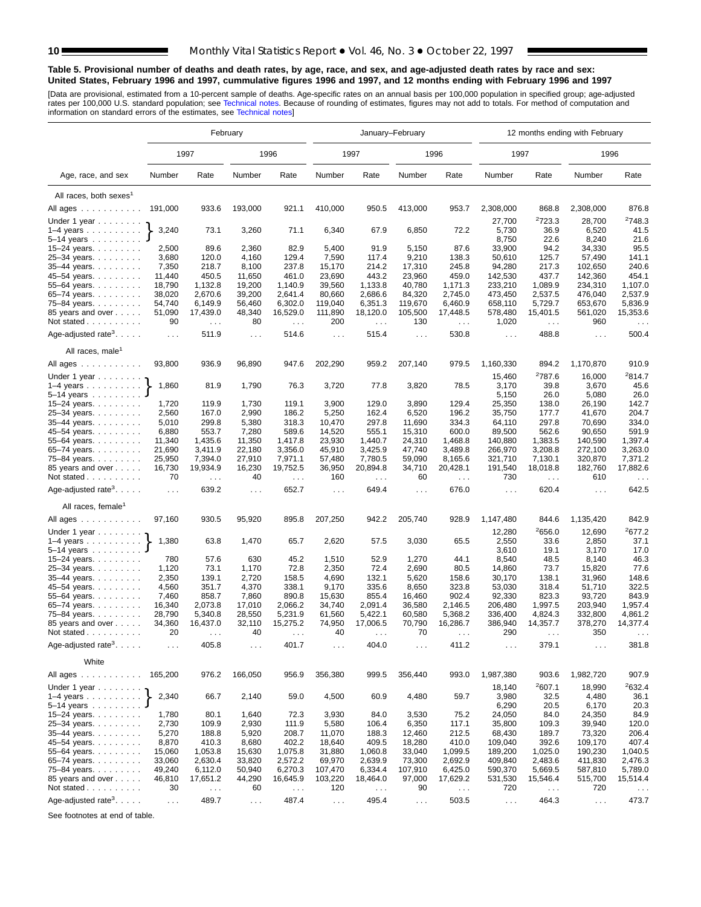**Table 5. Provisional number of deaths and death rates, by age, race, and sex, and age-adjusted death rates by race and sex: United States, February 1996 and 1997, cummulative figures 1996 and 1997, and 12 months ending with February 1996 and 1997**

[Data are provisional, estimated from a 10-percent sample of deaths. Age-specific rates on an annual basis per 100,000 population in specified group; age-adjusted rates per 100,000 U.S. standard population; see Technical notes. Because of rounding of estimates, figures may not add to totals. For method of computation and information on standard errors of the estimates, see Technical notes]

| Age, race, and sex | February | | | | January–February | | | | 12 months ending with February | | | |
|---|---|---|---|---|---|---|---|---|---|---|---|---|
| | 1997 | | 1996 | | 1997 | | 1996 | | 1997 | | 1996 | |
| | Number | Rate | Number | Rate | Number | Rate | Number | Rate | Number | Rate | Number | Rate |
| **All races, both sexes[1]** | | | | | | | | | | | | |
| All ages | 191,000 | 933.6 | 193,000 | 921.1 | 410,000 | 950.5 | 413,000 | 953.7 | 2,308,000 | 868.8 | 2,308,000 | 876.8 |
| Under 1 year | | | | | | | | | 27,700 | [2]723.3 | 28,700 | [2]748.3 |
| 1–4 years | 3,240 | 73.1 | 3,260 | 71.1 | 6,340 | 67.9 | 6,850 | 72.2 | 5,730 | 36.9 | 6,520 | 41.5 |
| 5–14 years | | | | | | | | | 8,750 | 22.6 | 8,240 | 21.6 |
| 15–24 years | 2,500 | 89.6 | 2,360 | 82.9 | 5,400 | 91.9 | 5,150 | 87.6 | 33,900 | 94.2 | 34,330 | 95.5 |
| 25–34 years | 3,680 | 120.0 | 4,160 | 129.4 | 7,590 | 117.4 | 9,210 | 138.3 | 50,610 | 125.7 | 57,490 | 141.1 |
| 35–44 years | 7,350 | 218.7 | 8,100 | 237.8 | 15,170 | 214.2 | 17,310 | 245.8 | 94,280 | 217.3 | 102,650 | 240.6 |
| 45–54 years | 11,440 | 450.5 | 11,650 | 461.0 | 23,690 | 443.2 | 23,960 | 459.0 | 142,530 | 437.7 | 142,360 | 454.1 |
| 55–64 years | 18,790 | 1,132.8 | 19,200 | 1,140.9 | 39,560 | 1,133.8 | 40,780 | 1,171.3 | 233,210 | 1,089.9 | 234,310 | 1,107.0 |
| 65–74 years | 38,020 | 2,670.6 | 39,200 | 2,641.4 | 80,660 | 2,686.6 | 84,320 | 2,745.0 | 473,450 | 2,537.5 | 476,040 | 2,537.9 |
| 75–84 years | 54,740 | 6,149.9 | 56,460 | 6,302.0 | 119,040 | 6,351.3 | 119,670 | 6,460.9 | 658,110 | 5,729.7 | 653,670 | 5,836.9 |
| 85 years and over | 51,090 | 17,439.0 | 48,340 | 16,529.0 | 111,890 | 18,120.0 | 105,500 | 17,448.5 | 578,480 | 15,401.5 | 561,020 | 15,353.6 |
| Not stated | 90 | . . . | 80 | . . . | 200 | . . . | 130 | . . . | 1,020 | . . . | 960 | . . . |
| Age-adjusted rate[3] | . . . | 511.9 | . . . | 514.6 | . . . | 515.4 | . . . | 530.8 | . . . | 488.8 | . . . | 500.4 |
| **All races, male[1]** | | | | | | | | | | | | |
| All ages | 93,800 | 936.9 | 96,890 | 947.6 | 202,290 | 959.2 | 207,140 | 979.5 | 1,160,330 | 894.2 | 1,170,870 | 910.9 |
| Under 1 year | | | | | | | | | 15,460 | [2]787.6 | 16,000 | [2]814.7 |
| 1–4 years | 1,860 | 81.9 | 1,790 | 76.3 | 3,720 | 77.8 | 3,820 | 78.5 | 3,170 | 39.8 | 3,670 | 45.6 |
| 5–14 years | | | | | | | | | 5,150 | 26.0 | 5,080 | 26.0 |
| 15–24 years | 1,720 | 119.9 | 1,730 | 119.1 | 3,900 | 129.0 | 3,890 | 129.4 | 25,350 | 138.0 | 26,190 | 142.7 |
| 25–34 years | 2,560 | 167.0 | 2,990 | 186.2 | 5,250 | 162.4 | 6,520 | 196.2 | 35,750 | 177.7 | 41,670 | 204.7 |
| 35–44 years | 5,010 | 299.8 | 5,380 | 318.3 | 10,470 | 297.8 | 11,690 | 334.3 | 64,110 | 297.8 | 70,690 | 334.0 |
| 45–54 years | 6,880 | 553.7 | 7,280 | 589.6 | 14,520 | 555.1 | 15,310 | 600.0 | 89,500 | 562.6 | 90,650 | 591.9 |
| 55–64 years | 11,340 | 1,435.6 | 11,350 | 1,417.8 | 23,930 | 1,440.7 | 24,310 | 1,468.8 | 140,880 | 1,383.5 | 140,590 | 1,397.4 |
| 65–74 years | 21,690 | 3,411.9 | 22,180 | 3,356.0 | 45,910 | 3,425.9 | 47,740 | 3,489.8 | 266,970 | 3,208.8 | 272,100 | 3,263.0 |
| 75–84 years | 25,950 | 7,394.0 | 27,910 | 7,971.1 | 57,480 | 7,780.5 | 59,090 | 8,165.6 | 321,710 | 7,130.1 | 320,870 | 7,371.2 |
| 85 years and over | 16,730 | 19,934.9 | 16,230 | 19,752.5 | 36,950 | 20,894.8 | 34,710 | 20,428.1 | 191,540 | 18,018.8 | 182,760 | 17,882.6 |
| Not stated | 70 | . . . | 40 | . . . | 160 | . . . | 60 | . . . | 730 | . . . | 610 | . . . |
| Age-adjusted rate[3] | . . . | 639.2 | . . . | 652.7 | . . . | 649.4 | . . . | 676.0 | . . . | 620.4 | . . . | 642.5 |
| **All races, female[1]** | | | | | | | | | | | | |
| All ages | 97,160 | 930.5 | 95,920 | 895.8 | 207,250 | 942.2 | 205,740 | 928.9 | 1,147,480 | 844.6 | 1,135,420 | 842.9 |
| Under 1 year | | | | | | | | | 12,280 | [2]656.0 | 12,690 | [2]677.2 |
| 1–4 years | 1,380 | 63.8 | 1,470 | 65.7 | 2,620 | 57.5 | 3,030 | 65.5 | 2,550 | 33.6 | 2,850 | 37.1 |
| 5–14 years | | | | | | | | | 3,610 | 19.1 | 3,170 | 17.0 |
| 15–24 years | 780 | 57.6 | 630 | 45.2 | 1,510 | 52.9 | 1,270 | 44.1 | 8,540 | 48.5 | 8,140 | 46.3 |
| 25–34 years | 1,120 | 73.1 | 1,170 | 72.8 | 2,350 | 72.4 | 2,690 | 80.5 | 14,860 | 73.7 | 15,820 | 77.6 |
| 35–44 years | 2,350 | 139.1 | 2,720 | 158.5 | 4,690 | 132.1 | 5,620 | 158.6 | 30,170 | 138.1 | 31,960 | 148.6 |
| 45–54 years | 4,560 | 351.7 | 4,370 | 338.1 | 9,170 | 335.6 | 8,650 | 323.8 | 53,030 | 318.4 | 51,710 | 322.5 |
| 55–64 years | 7,460 | 858.7 | 7,860 | 890.8 | 15,630 | 855.4 | 16,460 | 902.4 | 92,330 | 823.3 | 93,720 | 843.9 |
| 65–74 years | 16,340 | 2,073.8 | 17,010 | 2,066.2 | 34,740 | 2,091.4 | 36,580 | 2,146.5 | 206,480 | 1,997.5 | 203,940 | 1,957.4 |
| 75–84 years | 28,790 | 5,340.8 | 28,550 | 5,231.9 | 61,560 | 5,422.1 | 60,580 | 5,368.2 | 336,400 | 4,824.3 | 332,800 | 4,861.2 |
| 85 years and over | 34,360 | 16,437.0 | 32,110 | 15,275.2 | 74,950 | 17,006.5 | 70,790 | 16,286.7 | 386,940 | 14,357.7 | 378,270 | 14,377.4 |
| Not stated | 20 | . . . | 40 | . . . | 40 | . . . | 70 | . . . | 290 | . . . | 350 | . . . |
| Age-adjusted rate[3] | . . . | 405.8 | . . . | 401.7 | . . . | 404.0 | . . . | 411.2 | . . . | 379.1 | . . . | 381.8 |
| **White** | | | | | | | | | | | | |
| All ages | 165,200 | 976.2 | 166,050 | 956.9 | 356,380 | 999.5 | 356,440 | 993.0 | 1,987,380 | 903.6 | 1,982,720 | 907.9 |
| Under 1 year | | | | | | | | | 18,140 | [2]607.1 | 18,990 | [2]632.4 |
| 1–4 years | 2,340 | 66.7 | 2,140 | 59.0 | 4,500 | 60.9 | 4,480 | 59.7 | 3,980 | 32.5 | 4,480 | 36.1 |
| 5–14 years | | | | | | | | | 6,290 | 20.5 | 6,170 | 20.3 |
| 15–24 years | 1,780 | 80.1 | 1,640 | 72.3 | 3,930 | 84.0 | 3,530 | 75.2 | 24,050 | 84.0 | 24,350 | 84.9 |
| 25–34 years | 2,730 | 109.9 | 2,930 | 111.9 | 5,580 | 106.4 | 6,350 | 117.1 | 35,800 | 109.3 | 39,940 | 120.0 |
| 35–44 years | 5,270 | 188.8 | 5,920 | 208.7 | 11,070 | 188.3 | 12,460 | 212.5 | 68,430 | 189.7 | 73,320 | 206.4 |
| 45–54 years | 8,870 | 410.3 | 8,680 | 402.2 | 18,640 | 409.5 | 18,280 | 410.0 | 109,040 | 392.6 | 109,170 | 407.4 |
| 55–64 years | 15,060 | 1,053.8 | 15,630 | 1,075.8 | 31,880 | 1,060.8 | 33,040 | 1,099.5 | 189,200 | 1,025.0 | 190,230 | 1,040.5 |
| 65–74 years | 33,060 | 2,630.4 | 33,820 | 2,572.2 | 69,970 | 2,639.9 | 73,300 | 2,692.9 | 409,840 | 2,483.6 | 411,830 | 2,476.3 |
| 75–84 years | 49,240 | 6,112.0 | 50,940 | 6,270.3 | 107,470 | 6,334.4 | 107,910 | 6,425.0 | 590,370 | 5,669.5 | 587,810 | 5,789.0 |
| 85 years and over | 46,810 | 17,651.2 | 44,290 | 16,645.9 | 103,220 | 18,464.0 | 97,000 | 17,629.2 | 531,530 | 15,546.4 | 515,700 | 15,514.4 |
| Not stated | 30 | . . . | 60 | . . . | 120 | . . . | 90 | . . . | 720 | . . . | 720 | . . . |
| Age-adjusted rate[3] | . . . | 489.7 | . . . | 487.4 | . . . | 495.4 | . . . | 503.5 | . . . | 464.3 | . . . | 473.7 |

Note: For February and January–February, figures shown on the 1–4 years row are for ages under 15 years combined (Under 1 year, 1–4 years, and 5–14 years bracketed together).

See footnotes at end of table.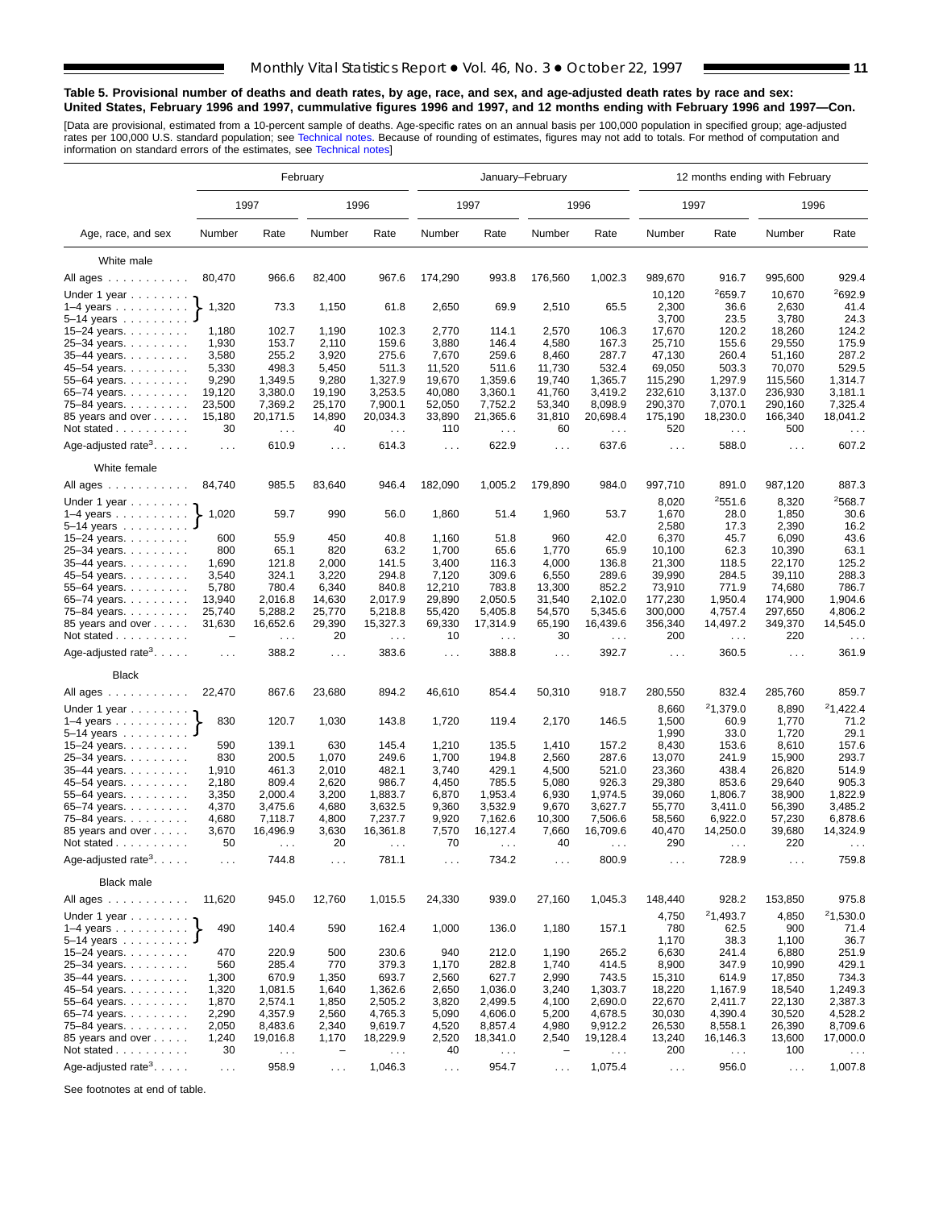**Table 5. Provisional number of deaths and death rates, by age, race, and sex, and age-adjusted death rates by race and sex: United States, February 1996 and 1997, cummulative figures 1996 and 1997, and 12 months ending with February 1996 and 1997—Con.**

[Data are provisional, estimated from a 10-percent sample of deaths. Age-specific rates on an annual basis per 100,000 population in specified group; age-adjusted rates per 100,000 U.S. standard population; see Technical notes. Because of rounding of estimates, figures may not add to totals. For method of computation and information on standard errors of the estimates, see Technical notes]

| Age, race, and sex | February | | | | January–February | | | | 12 months ending with February | | | |
|---|---|---|---|---|---|---|---|---|---|---|---|---|
| | 1997 | | 1996 | | 1997 | | 1996 | | 1997 | | 1996 | |
| | Number | Rate | Number | Rate | Number | Rate | Number | Rate | Number | Rate | Number | Rate |
| **White male** | | | | | | | | | | | | |
| All ages | 80,470 | 966.6 | 82,400 | 967.6 | 174,290 | 993.8 | 176,560 | 1,002.3 | 989,670 | 916.7 | 995,600 | 929.4 |
| Under 1 year | 1,320 | 73.3 | 1,150 | 61.8 | 2,650 | 69.9 | 2,510 | 65.5 | 10,120 | [2]659.7 | 10,670 | [2]692.9 |
| 1–4 years | | | | | | | | | 2,300 | 36.6 | 2,630 | 41.4 |
| 5–14 years | | | | | | | | | 3,700 | 23.5 | 3,780 | 24.3 |
| 15–24 years | 1,180 | 102.7 | 1,190 | 102.3 | 2,770 | 114.1 | 2,570 | 106.3 | 17,670 | 120.2 | 18,260 | 124.2 |
| 25–34 years | 1,930 | 153.7 | 2,110 | 159.6 | 3,880 | 146.4 | 4,580 | 167.3 | 25,710 | 155.6 | 29,550 | 175.9 |
| 35–44 years | 3,580 | 255.2 | 3,920 | 275.6 | 7,670 | 259.6 | 8,460 | 287.7 | 47,130 | 260.4 | 51,160 | 287.2 |
| 45–54 years | 5,330 | 498.3 | 5,450 | 511.3 | 11,520 | 511.6 | 11,730 | 532.4 | 69,050 | 503.3 | 70,070 | 529.5 |
| 55–64 years | 9,290 | 1,349.5 | 9,280 | 1,327.9 | 19,670 | 1,359.6 | 19,740 | 1,365.7 | 115,290 | 1,297.9 | 115,560 | 1,314.7 |
| 65–74 years | 19,120 | 3,380.0 | 19,190 | 3,253.5 | 40,080 | 3,360.1 | 41,760 | 3,419.2 | 232,610 | 3,137.0 | 236,930 | 3,181.1 |
| 75–84 years | 23,500 | 7,369.2 | 25,170 | 7,900.1 | 52,050 | 7,752.2 | 53,340 | 8,098.9 | 290,370 | 7,070.1 | 290,160 | 7,325.4 |
| 85 years and over | 15,180 | 20,171.5 | 14,890 | 20,034.3 | 33,890 | 21,365.6 | 31,810 | 20,698.4 | 175,190 | 18,230.0 | 166,340 | 18,041.2 |
| Not stated | 30 | . . . | 40 | . . . | 110 | . . . | 60 | . . . | 520 | . . . | 500 | . . . |
| Age-adjusted rate[3] | . . . | 610.9 | . . . | 614.3 | . . . | 622.9 | . . . | 637.6 | . . . | 588.0 | . . . | 607.2 |
| **White female** | | | | | | | | | | | | |
| All ages | 84,740 | 985.5 | 83,640 | 946.4 | 182,090 | 1,005.2 | 179,890 | 984.0 | 997,710 | 891.0 | 987,120 | 887.3 |
| Under 1 year | 1,020 | 59.7 | 990 | 56.0 | 1,860 | 51.4 | 1,960 | 53.7 | 8,020 | [2]551.6 | 8,320 | [2]568.7 |
| 1–4 years | | | | | | | | | 1,670 | 28.0 | 1,850 | 30.6 |
| 5–14 years | | | | | | | | | 2,580 | 17.3 | 2,390 | 16.2 |
| 15–24 years | 600 | 55.9 | 450 | 40.8 | 1,160 | 51.8 | 960 | 42.0 | 6,370 | 45.7 | 6,090 | 43.6 |
| 25–34 years | 800 | 65.1 | 820 | 63.2 | 1,700 | 65.6 | 1,770 | 65.9 | 10,100 | 62.3 | 10,390 | 63.1 |
| 35–44 years | 1,690 | 121.8 | 2,000 | 141.5 | 3,400 | 116.3 | 4,000 | 136.8 | 21,300 | 118.5 | 22,170 | 125.2 |
| 45–54 years | 3,540 | 324.1 | 3,220 | 294.8 | 7,120 | 309.6 | 6,550 | 289.6 | 39,990 | 284.5 | 39,110 | 288.3 |
| 55–64 years | 5,780 | 780.4 | 6,340 | 840.8 | 12,210 | 783.8 | 13,300 | 852.2 | 73,910 | 771.9 | 74,680 | 786.7 |
| 65–74 years | 13,940 | 2,016.8 | 14,630 | 2,017.9 | 29,890 | 2,050.5 | 31,540 | 2,102.0 | 177,230 | 1,950.4 | 174,900 | 1,904.6 |
| 75–84 years | 25,740 | 5,288.2 | 25,770 | 5,218.8 | 55,420 | 5,405.8 | 54,570 | 5,345.6 | 300,000 | 4,757.4 | 297,650 | 4,806.2 |
| 85 years and over | 31,630 | 16,652.6 | 29,390 | 15,327.3 | 69,330 | 17,314.9 | 65,190 | 16,439.6 | 356,340 | 14,497.2 | 349,370 | 14,545.0 |
| Not stated | – | . . . | 20 | . . . | 10 | . . . | 30 | . . . | 200 | . . . | 220 | . . . |
| Age-adjusted rate[3] | . . . | 388.2 | . . . | 383.6 | . . . | 388.8 | . . . | 392.7 | . . . | 360.5 | . . . | 361.9 |
| **Black** | | | | | | | | | | | | |
| All ages | 22,470 | 867.6 | 23,680 | 894.2 | 46,610 | 854.4 | 50,310 | 918.7 | 280,550 | 832.4 | 285,760 | 859.7 |
| Under 1 year | 830 | 120.7 | 1,030 | 143.8 | 1,720 | 119.4 | 2,170 | 146.5 | 8,660 | [2]1,379.0 | 8,890 | [2]1,422.4 |
| 1–4 years | | | | | | | | | 1,500 | 60.9 | 1,770 | 71.2 |
| 5–14 years | | | | | | | | | 1,990 | 33.0 | 1,720 | 29.1 |
| 15–24 years | 590 | 139.1 | 630 | 145.4 | 1,210 | 135.5 | 1,410 | 157.2 | 8,430 | 153.6 | 8,610 | 157.6 |
| 25–34 years | 830 | 200.5 | 1,070 | 249.6 | 1,700 | 194.8 | 2,560 | 287.6 | 13,070 | 241.9 | 15,900 | 293.7 |
| 35–44 years | 1,910 | 461.3 | 2,010 | 482.1 | 3,740 | 429.1 | 4,500 | 521.0 | 23,360 | 438.4 | 26,820 | 514.9 |
| 45–54 years | 2,180 | 809.4 | 2,620 | 986.7 | 4,450 | 785.5 | 5,080 | 926.3 | 29,380 | 853.6 | 29,640 | 905.3 |
| 55–64 years | 3,350 | 2,000.4 | 3,200 | 1,883.7 | 6,870 | 1,953.4 | 6,930 | 1,974.5 | 39,060 | 1,806.7 | 38,900 | 1,822.9 |
| 65–74 years | 4,370 | 3,475.6 | 4,680 | 3,632.5 | 9,360 | 3,532.9 | 9,670 | 3,627.7 | 55,770 | 3,411.0 | 56,390 | 3,485.2 |
| 75–84 years | 4,680 | 7,118.7 | 4,800 | 7,237.7 | 9,920 | 7,162.6 | 10,300 | 7,506.6 | 58,560 | 6,922.0 | 57,230 | 6,878.6 |
| 85 years and over | 3,670 | 16,496.9 | 3,630 | 16,361.8 | 7,570 | 16,127.4 | 7,660 | 16,709.6 | 40,470 | 14,250.0 | 39,680 | 14,324.9 |
| Not stated | 50 | . . . | 20 | . . . | 70 | . . . | 40 | . . . | 290 | . . . | 220 | . . . |
| Age-adjusted rate[3] | . . . | 744.8 | . . . | 781.1 | . . . | 734.2 | . . . | 800.9 | . . . | 728.9 | . . . | 759.8 |
| **Black male** | | | | | | | | | | | | |
| All ages | 11,620 | 945.0 | 12,760 | 1,015.5 | 24,330 | 939.0 | 27,160 | 1,045.3 | 148,440 | 928.2 | 153,850 | 975.8 |
| Under 1 year | 490 | 140.4 | 590 | 162.4 | 1,000 | 136.0 | 1,180 | 157.1 | 4,750 | [2]1,493.7 | 4,850 | [2]1,530.0 |
| 1–4 years | | | | | | | | | 780 | 62.5 | 900 | 71.4 |
| 5–14 years | | | | | | | | | 1,170 | 38.3 | 1,100 | 36.7 |
| 15–24 years | 470 | 220.9 | 500 | 230.6 | 940 | 212.0 | 1,190 | 265.2 | 6,630 | 241.4 | 6,880 | 251.9 |
| 25–34 years | 560 | 285.4 | 770 | 379.3 | 1,170 | 282.8 | 1,740 | 414.5 | 8,900 | 347.9 | 10,990 | 429.1 |
| 35–44 years | 1,300 | 670.9 | 1,350 | 693.7 | 2,560 | 627.7 | 2,990 | 743.5 | 15,310 | 614.9 | 17,850 | 734.3 |
| 45–54 years | 1,320 | 1,081.5 | 1,640 | 1,362.6 | 2,650 | 1,036.0 | 3,240 | 1,303.7 | 18,220 | 1,167.9 | 18,540 | 1,249.3 |
| 55–64 years | 1,870 | 2,574.1 | 1,850 | 2,505.2 | 3,820 | 2,499.5 | 4,100 | 2,690.0 | 22,670 | 2,411.7 | 22,130 | 2,387.3 |
| 65–74 years | 2,290 | 4,357.9 | 2,560 | 4,765.3 | 5,090 | 4,606.0 | 5,200 | 4,678.5 | 30,030 | 4,390.4 | 30,520 | 4,528.2 |
| 75–84 years | 2,050 | 8,483.6 | 2,340 | 9,619.7 | 4,520 | 8,857.4 | 4,980 | 9,912.2 | 26,530 | 8,558.1 | 26,390 | 8,709.6 |
| 85 years and over | 1,240 | 19,016.8 | 1,170 | 18,229.9 | 2,520 | 18,341.0 | 2,540 | 19,128.4 | 13,240 | 16,146.3 | 13,600 | 17,000.0 |
| Not stated | 30 | . . . | – | . . . | 40 | . . . | – | . . . | 200 | . . . | 100 | . . . |
| Age-adjusted rate[3] | . . . | 958.9 | . . . | 1,046.3 | . . . | 954.7 | . . . | 1,075.4 | . . . | 956.0 | . . . | 1,007.8 |

See footnotes at end of table.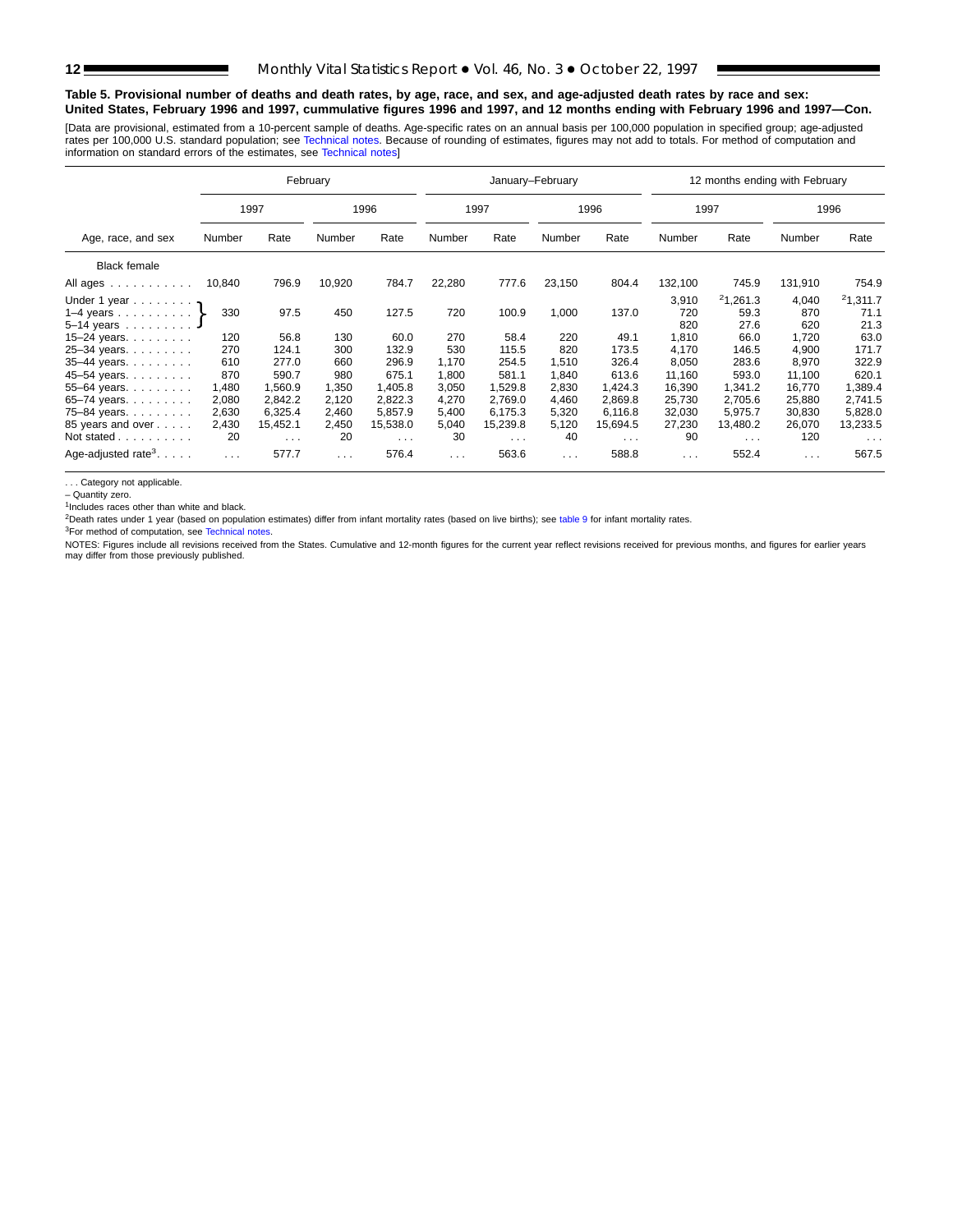**Table 5. Provisional number of deaths and death rates, by age, race, and sex, and age-adjusted death rates by race and sex: United States, February 1996 and 1997, cummulative figures 1996 and 1997, and 12 months ending with February 1996 and 1997—Con.**

[Data are provisional, estimated from a 10-percent sample of deaths. Age-specific rates on an annual basis per 100,000 population in specified group; age-adjusted rates per 100,000 U.S. standard population; see Technical notes. Because of rounding of estimates, figures may not add to totals. For method of computation and information on standard errors of the estimates, see Technical notes]

| Age, race, and sex | February | | | | January–February | | | | 12 months ending with February | | | |
|---|---|---|---|---|---|---|---|---|---|---|---|---|
| | 1997 | | 1996 | | 1997 | | 1996 | | 1997 | | 1996 | |
| | Number | Rate | Number | Rate | Number | Rate | Number | Rate | Number | Rate | Number | Rate |
| **Black female** | | | | | | | | | | | | |
| All ages | 10,840 | 796.9 | 10,920 | 784.7 | 22,280 | 777.6 | 23,150 | 804.4 | 132,100 | 745.9 | 131,910 | 754.9 |
| Under 1 year | 330 | 97.5 | 450 | 127.5 | 720 | 100.9 | 1,000 | 137.0 | 3,910 | [2]1,261.3 | 4,040 | [2]1,311.7 |
| 1–4 years | | | | | | | | | 720 | 59.3 | 870 | 71.1 |
| 5–14 years | | | | | | | | | 820 | 27.6 | 620 | 21.3 |
| 15–24 years | 120 | 56.8 | 130 | 60.0 | 270 | 58.4 | 220 | 49.1 | 1,810 | 66.0 | 1,720 | 63.0 |
| 25–34 years | 270 | 124.1 | 300 | 132.9 | 530 | 115.5 | 820 | 173.5 | 4,170 | 146.5 | 4,900 | 171.7 |
| 35–44 years | 610 | 277.0 | 660 | 296.9 | 1,170 | 254.5 | 1,510 | 326.4 | 8,050 | 283.6 | 8,970 | 322.9 |
| 45–54 years | 870 | 590.7 | 980 | 675.1 | 1,800 | 581.1 | 1,840 | 613.6 | 11,160 | 593.0 | 11,100 | 620.1 |
| 55–64 years | 1,480 | 1,560.9 | 1,350 | 1,405.8 | 3,050 | 1,529.8 | 2,830 | 1,424.3 | 16,390 | 1,341.2 | 16,770 | 1,389.4 |
| 65–74 years | 2,080 | 2,842.2 | 2,120 | 2,822.3 | 4,270 | 2,769.0 | 4,460 | 2,869.8 | 25,730 | 2,705.6 | 25,880 | 2,741.5 |
| 75–84 years | 2,630 | 6,325.4 | 2,460 | 5,857.9 | 5,400 | 6,175.3 | 5,320 | 6,116.8 | 32,030 | 5,975.7 | 30,830 | 5,828.0 |
| 85 years and over | 2,430 | 15,452.1 | 2,450 | 15,538.0 | 5,040 | 15,239.8 | 5,120 | 15,694.5 | 27,230 | 13,480.2 | 26,070 | 13,233.5 |
| Not stated | 20 | . . . | 20 | . . . | 30 | . . . | 40 | . . . | 90 | . . . | 120 | . . . |
| Age-adjusted rate[3] | . . . | 577.7 | . . . | 576.4 | . . . | 563.6 | . . . | 588.8 | . . . | 552.4 | . . . | 567.5 |

Note: For February and January–February, the figures in the "Under 1 year" row cover the combined ages under 1 year, 1–4 years, and 5–14 years (bracketed in the original).

. . . Category not applicable.

– Quantity zero.

[1]Includes races other than white and black.

[2]Death rates under 1 year (based on population estimates) differ from infant mortality rates (based on live births); see table 9 for infant mortality rates.

[3]For method of computation, see Technical notes.

NOTES: Figures include all revisions received from the States. Cumulative and 12-month figures for the current year reflect revisions received for previous months, and figures for earlier years may differ from those previously published.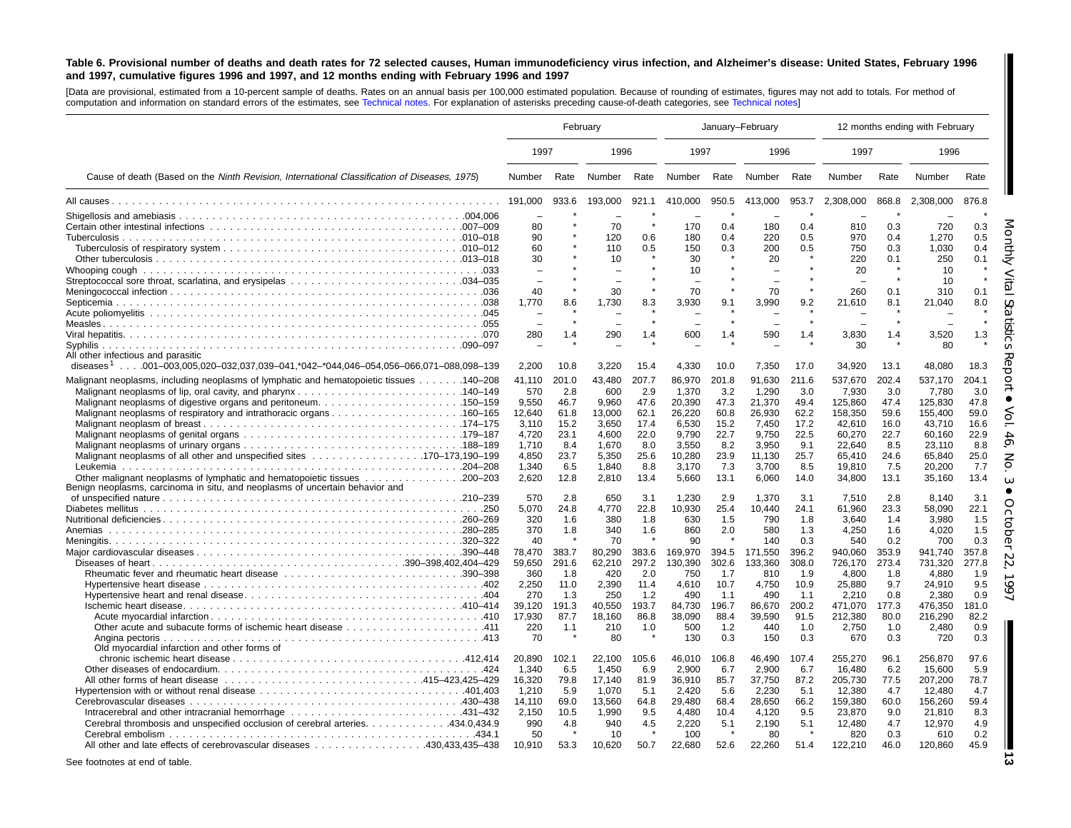**Table 6. Provisional number of deaths and death rates for 72 selected causes, Human immunodeficiency virus infection, and Alzheimer's disease: United States, February 1996 and 1997, cumulative figures 1996 and 1997, and 12 months ending with February 1996 and 1997**

[Data are provisional, estimated from a 10-percent sample of deaths. Rates on an annual basis per 100,000 estimated population. Because of rounding of estimates, figures may not add to totals. For method of computation and information on standard errors of the estimates, see Technical notes. For explanation of asterisks preceding cause-of-death categories, see Technical notes]

| Cause of death (Based on the *Ninth Revision, International Classification of Diseases, 1975*) | February | | | | January–February | | | | 12 months ending with February | | | |
|---|---|---|---|---|---|---|---|---|---|---|---|---|
| | 1997 | | 1996 | | 1997 | | 1996 | | 1997 | | 1996 | |
| | Number | Rate | Number | Rate | Number | Rate | Number | Rate | Number | Rate | Number | Rate |
| All causes | 191,000 | 933.6 | 193,000 | 921.1 | 410,000 | 950.5 | 413,000 | 953.7 | 2,308,000 | 868.8 | 2,308,000 | 876.8 |
| Shigellosis and amebiasis ...004,006 | – | * | – | * | – | * | – | * | – | * | – | * |
| Certain other intestinal infections ...007–009 | 80 | * | 70 | * | 170 | 0.4 | 180 | 0.4 | 810 | 0.3 | 720 | 0.3 |
| Tuberculosis ...010–018 | 90 | * | 120 | 0.6 | 180 | 0.4 | 220 | 0.5 | 970 | 0.4 | 1,270 | 0.5 |
| Tuberculosis of respiratory system ...010–012 | 60 | * | 110 | 0.5 | 150 | 0.3 | 200 | 0.5 | 750 | 0.3 | 1,030 | 0.4 |
| Other tuberculosis ...013–018 | 30 | * | 10 | * | 30 | * | 20 | * | 220 | 0.1 | 250 | 0.1 |
| Whooping cough ...033 | – | * | – | * | 10 | * | – | * | 20 | * | 10 | * |
| Streptococcal sore throat, scarlatina, and erysipelas ...034–035 | – | * | – | * | – | * | – | * | – | * | 10 | * |
| Meningococcal infection ...036 | 40 | * | 30 | * | 70 | * | 70 | * | 260 | 0.1 | 310 | 0.1 |
| Septicemia ...038 | 1,770 | 8.6 | 1,730 | 8.3 | 3,930 | 9.1 | 3,990 | 9.2 | 21,610 | 8.1 | 21,040 | 8.0 |
| Acute poliomyelitis ...045 | – | * | – | * | – | * | – | * | – | * | – | * |
| Measles ...055 | – | * | – | * | – | * | – | * | – | * | – | * |
| Viral hepatitis ...070 | 280 | 1.4 | 290 | 1.4 | 600 | 1.4 | 590 | 1.4 | 3,830 | 1.4 | 3,520 | 1.3 |
| Syphilis ...090–097 | – | * | – | * | – | * | – | * | 30 | * | 80 | * |
| All other infectious and parasitic diseases[1] ...001–003,005,020–032,037,039–041,*042–*044,046–054,056–066,071–088,098–139 | 2,200 | 10.8 | 3,220 | 15.4 | 4,330 | 10.0 | 7,350 | 17.0 | 34,920 | 13.1 | 48,080 | 18.3 |
| Malignant neoplasms, including neoplasms of lymphatic and hematopoietic tissues ...140–208 | 41,110 | 201.0 | 43,480 | 207.7 | 86,970 | 201.8 | 91,630 | 211.6 | 537,670 | 202.4 | 537,170 | 204.1 |
| Malignant neoplasms of lip, oral cavity, and pharynx ...140–149 | 570 | 2.8 | 600 | 2.9 | 1,370 | 3.2 | 1,290 | 3.0 | 7,930 | 3.0 | 7,780 | 3.0 |
| Malignant neoplasms of digestive organs and peritoneum ...150–159 | 9,550 | 46.7 | 9,960 | 47.6 | 20,390 | 47.3 | 21,370 | 49.4 | 125,860 | 47.4 | 125,830 | 47.8 |
| Malignant neoplasms of respiratory and intrathoracic organs ...160–165 | 12,640 | 61.8 | 13,000 | 62.1 | 26,220 | 60.8 | 26,930 | 62.2 | 158,350 | 59.6 | 155,400 | 59.0 |
| Malignant neoplasm of breast ...174–175 | 3,110 | 15.2 | 3,650 | 17.4 | 6,530 | 15.2 | 7,450 | 17.2 | 42,610 | 16.0 | 43,710 | 16.6 |
| Malignant neoplasms of genital organs ...179–187 | 4,720 | 23.1 | 4,600 | 22.0 | 9,790 | 22.7 | 9,750 | 22.5 | 60,270 | 22.7 | 60,160 | 22.9 |
| Malignant neoplasms of urinary organs ...188–189 | 1,710 | 8.4 | 1,670 | 8.0 | 3,550 | 8.2 | 3,950 | 9.1 | 22,640 | 8.5 | 23,110 | 8.8 |
| Malignant neoplasms of all other and unspecified sites ...170–173,190–199 | 4,850 | 23.7 | 5,350 | 25.6 | 10,280 | 23.9 | 11,130 | 25.7 | 65,410 | 24.6 | 65,840 | 25.0 |
| Leukemia ...204–208 | 1,340 | 6.5 | 1,840 | 8.8 | 3,170 | 7.3 | 3,700 | 8.5 | 19,810 | 7.5 | 20,200 | 7.7 |
| Other malignant neoplasms of lymphatic and hematopoietic tissues ...200–203 | 2,620 | 12.8 | 2,810 | 13.4 | 5,660 | 13.1 | 6,060 | 14.0 | 34,800 | 13.1 | 35,160 | 13.4 |
| Benign neoplasms, carcinoma in situ, and neoplasms of uncertain behavior and of unspecified nature ...210–239 | 570 | 2.8 | 650 | 3.1 | 1,230 | 2.9 | 1,370 | 3.1 | 7,510 | 2.8 | 8,140 | 3.1 |
| Diabetes mellitus ...250 | 5,070 | 24.8 | 4,770 | 22.8 | 10,930 | 25.4 | 10,440 | 24.1 | 61,960 | 23.3 | 58,090 | 22.1 |
| Nutritional deficiencies ...260–269 | 320 | 1.6 | 380 | 1.8 | 630 | 1.5 | 790 | 1.8 | 3,640 | 1.4 | 3,980 | 1.5 |
| Anemias ...280–285 | 370 | 1.8 | 340 | 1.6 | 860 | 2.0 | 580 | 1.3 | 4,250 | 1.6 | 4,020 | 1.5 |
| Meningitis ...320–322 | 40 | * | 70 | * | 90 | * | 140 | 0.3 | 540 | 0.2 | 700 | 0.3 |
| Major cardiovascular diseases ...390–448 | 78,470 | 383.7 | 80,290 | 383.6 | 169,970 | 394.5 | 171,550 | 396.2 | 940,060 | 353.9 | 941,740 | 357.8 |
| Diseases of heart ...390–398,402,404–429 | 59,650 | 291.6 | 62,210 | 297.2 | 130,390 | 302.6 | 133,360 | 308.0 | 726,170 | 273.4 | 731,320 | 277.8 |
| Rheumatic fever and rheumatic heart disease ...390–398 | 360 | 1.8 | 420 | 2.0 | 750 | 1.7 | 810 | 1.9 | 4,800 | 1.8 | 4,880 | 1.9 |
| Hypertensive heart disease ...402 | 2,250 | 11.0 | 2,390 | 11.4 | 4,610 | 10.7 | 4,750 | 10.9 | 25,880 | 9.7 | 24,910 | 9.5 |
| Hypertensive heart and renal disease ...404 | 270 | 1.3 | 250 | 1.2 | 490 | 1.1 | 490 | 1.1 | 2,210 | 0.8 | 2,380 | 0.9 |
| Ischemic heart disease ...410–414 | 39,120 | 191.3 | 40,550 | 193.7 | 84,730 | 196.7 | 86,670 | 200.2 | 471,070 | 177.3 | 476,350 | 181.0 |
| Acute myocardial infarction ...410 | 17,930 | 87.7 | 18,160 | 86.8 | 38,090 | 88.4 | 39,590 | 91.5 | 212,380 | 80.0 | 216,290 | 82.2 |
| Other acute and subacute forms of ischemic heart disease ...411 | 220 | 1.1 | 210 | 1.0 | 500 | 1.2 | 440 | 1.0 | 2,750 | 1.0 | 2,480 | 0.9 |
| Angina pectoris ...413 | 70 | * | 80 | * | 130 | 0.3 | 150 | 0.3 | 670 | 0.3 | 720 | 0.3 |
| Old myocardial infarction and other forms of chronic ischemic heart disease ...412,414 | 20,890 | 102.1 | 22,100 | 105.6 | 46,010 | 106.8 | 46,490 | 107.4 | 255,270 | 96.1 | 256,870 | 97.6 |
| Other diseases of endocardium ...424 | 1,340 | 6.5 | 1,450 | 6.9 | 2,900 | 6.7 | 2,900 | 6.7 | 16,480 | 6.2 | 15,600 | 5.9 |
| All other forms of heart disease ...415–423,425–429 | 16,320 | 79.8 | 17,140 | 81.9 | 36,910 | 85.7 | 37,750 | 87.2 | 205,730 | 77.5 | 207,200 | 78.7 |
| Hypertension with or without renal disease ...401,403 | 1,210 | 5.9 | 1,070 | 5.1 | 2,420 | 5.6 | 2,230 | 5.1 | 12,380 | 4.7 | 12,480 | 4.7 |
| Cerebrovascular diseases ...430–438 | 14,110 | 69.0 | 13,560 | 64.8 | 29,480 | 68.4 | 28,650 | 66.2 | 159,380 | 60.0 | 156,260 | 59.4 |
| Intracerebral and other intracranial hemorrhage ...431–432 | 2,150 | 10.5 | 1,990 | 9.5 | 4,480 | 10.4 | 4,120 | 9.5 | 23,870 | 9.0 | 21,810 | 8.3 |
| Cerebral thrombosis and unspecified occlusion of cerebral arteries ...434.0,434.9 | 990 | 4.8 | 940 | 4.5 | 2,220 | 5.1 | 2,190 | 5.1 | 12,480 | 4.7 | 12,970 | 4.9 |
| Cerebral embolism ...434.1 | 50 | * | 10 | * | 100 | * | 80 | * | 820 | 0.3 | 610 | 0.2 |
| All other and late effects of cerebrovascular diseases ...430,433,435–438 | 10,910 | 53.3 | 10,620 | 50.7 | 22,680 | 52.6 | 22,260 | 51.4 | 122,210 | 46.0 | 120,860 | 45.9 |

See footnotes at end of table.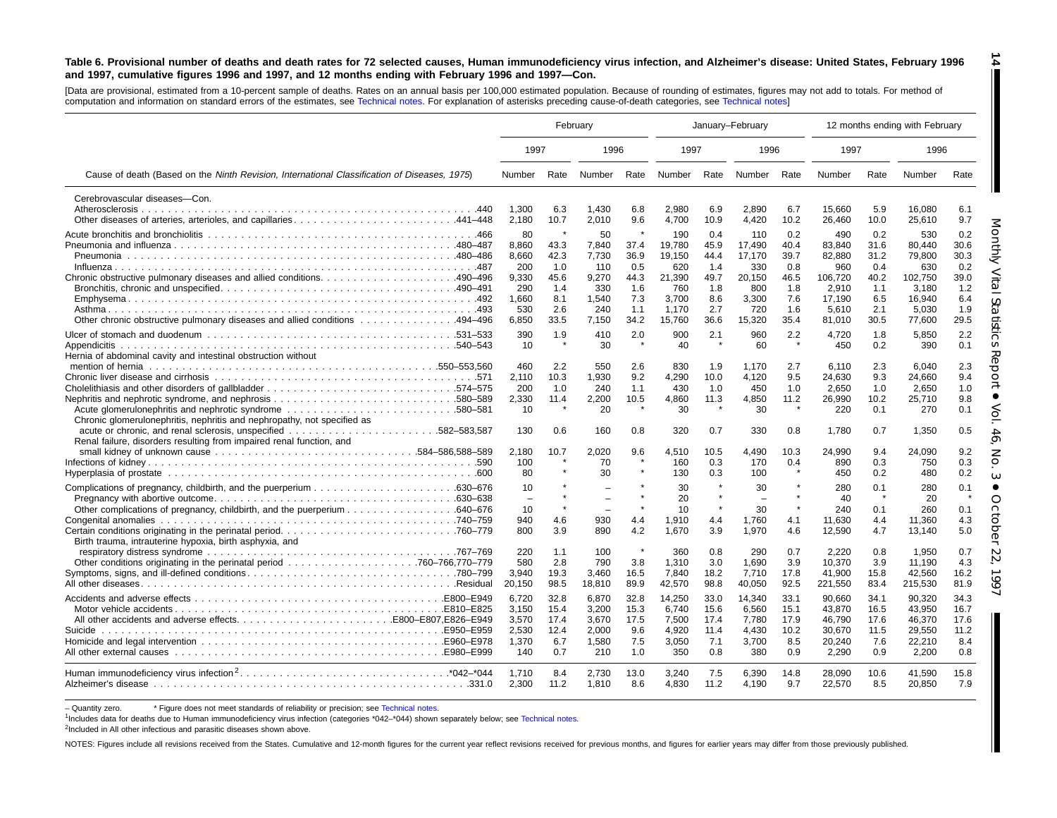**Table 6. Provisional number of deaths and death rates for 72 selected causes, Human immunodeficiency virus infection, and Alzheimer's disease: United States, February 1996 and 1997, cumulative figures 1996 and 1997, and 12 months ending with February 1996 and 1997—Con.**

[Data are provisional, estimated from a 10-percent sample of deaths. Rates on an annual basis per 100,000 estimated population. Because of rounding of estimates, figures may not add to totals. For method of computation and information on standard errors of the estimates, see Technical notes. For explanation of asterisks preceding cause-of-death categories, see Technical notes]

| Cause of death (Based on the *Ninth Revision, International Classification of Diseases, 1975*) | February | | | | January–February | | | | 12 months ending with February | | | |
|---|---|---|---|---|---|---|---|---|---|---|---|---|
| | 1997 | | 1996 | | 1997 | | 1996 | | 1997 | | 1996 | |
| | Number | Rate | Number | Rate | Number | Rate | Number | Rate | Number | Rate | Number | Rate |
| Cerebrovascular diseases—Con. | | | | | | | | | | | | |
| Atherosclerosis .440 | 1,300 | 6.3 | 1,430 | 6.8 | 2,980 | 6.9 | 2,890 | 6.7 | 15,660 | 5.9 | 16,080 | 6.1 |
| Other diseases of arteries, arterioles, and capillaries .441–448 | 2,180 | 10.7 | 2,010 | 9.6 | 4,700 | 10.9 | 4,420 | 10.2 | 26,460 | 10.0 | 25,610 | 9.7 |
| Acute bronchitis and bronchiolitis .466 | 80 | * | 50 | * | 190 | 0.4 | 110 | 0.2 | 490 | 0.2 | 530 | 0.2 |
| Pneumonia and influenza .480–487 | 8,860 | 43.3 | 7,840 | 37.4 | 19,780 | 45.9 | 17,490 | 40.4 | 83,840 | 31.6 | 80,440 | 30.6 |
| Pneumonia .480–486 | 8,660 | 42.3 | 7,730 | 36.9 | 19,150 | 44.4 | 17,170 | 39.7 | 82,880 | 31.2 | 79,800 | 30.3 |
| Influenza .487 | 200 | 1.0 | 110 | 0.5 | 620 | 1.4 | 330 | 0.8 | 960 | 0.4 | 630 | 0.2 |
| Chronic obstructive pulmonary diseases and allied conditions .490–496 | 9,330 | 45.6 | 9,270 | 44.3 | 21,390 | 49.7 | 20,150 | 46.5 | 106,720 | 40.2 | 102,750 | 39.0 |
| Bronchitis, chronic and unspecified .490–491 | 290 | 1.4 | 330 | 1.6 | 760 | 1.8 | 800 | 1.8 | 2,910 | 1.1 | 3,180 | 1.2 |
| Emphysema .492 | 1,660 | 8.1 | 1,540 | 7.3 | 3,700 | 8.6 | 3,300 | 7.6 | 17,190 | 6.5 | 16,940 | 6.4 |
| Asthma .493 | 530 | 2.6 | 240 | 1.1 | 1,170 | 2.7 | 720 | 1.6 | 5,610 | 2.1 | 5,030 | 1.9 |
| Other chronic obstructive pulmonary diseases and allied conditions .494–496 | 6,850 | 33.5 | 7,150 | 34.2 | 15,760 | 36.6 | 15,320 | 35.4 | 81,010 | 30.5 | 77,600 | 29.5 |
| Ulcer of stomach and duodenum .531–533 | 390 | 1.9 | 410 | 2.0 | 900 | 2.1 | 960 | 2.2 | 4,720 | 1.8 | 5,850 | 2.2 |
| Appendicitis .540–543 | 10 | * | 30 | * | 40 | * | 60 | * | 450 | 0.2 | 390 | 0.1 |
| Hernia of abdominal cavity and intestinal obstruction without mention of hernia .550–553,560 | 460 | 2.2 | 550 | 2.6 | 830 | 1.9 | 1,170 | 2.7 | 6,110 | 2.3 | 6,040 | 2.3 |
| Chronic liver disease and cirrhosis .571 | 2,110 | 10.3 | 1,930 | 9.2 | 4,290 | 10.0 | 4,120 | 9.5 | 24,630 | 9.3 | 24,660 | 9.4 |
| Cholelithiasis and other disorders of gallbladder .574–575 | 200 | 1.0 | 240 | 1.1 | 430 | 1.0 | 450 | 1.0 | 2,650 | 1.0 | 2,650 | 1.0 |
| Nephritis, nephrotic syndrome, and nephrosis .580–589 | 2,330 | 11.4 | 2,200 | 10.5 | 4,860 | 11.3 | 4,850 | 11.2 | 26,990 | 10.2 | 25,710 | 9.8 |
| Acute glomerulonephritis and nephrotic syndrome .580–581 | 10 | * | 20 | * | 30 | * | 30 | * | 220 | 0.1 | 270 | 0.1 |
| Chronic glomerulonephritis, nephritis and nephropathy, not specified as acute or chronic, and renal sclerosis, unspecified .582–583,587 | 130 | 0.6 | 160 | 0.8 | 320 | 0.7 | 330 | 0.8 | 1,780 | 0.7 | 1,350 | 0.5 |
| Renal failure, disorders resulting from impaired renal function, and small kidney of unknown cause .584–586,588–589 | 2,180 | 10.7 | 2,020 | 9.6 | 4,510 | 10.5 | 4,490 | 10.3 | 24,990 | 9.4 | 24,090 | 9.2 |
| Infections of kidney .590 | 100 | * | 70 | * | 160 | 0.3 | 170 | 0.4 | 890 | 0.3 | 750 | 0.3 |
| Hyperplasia of prostate .600 | 80 | * | 30 | * | 130 | 0.3 | 100 | * | 450 | 0.2 | 480 | 0.2 |
| Complications of pregnancy, childbirth, and the puerperium .630–676 | 10 | * | – | * | 30 | * | 30 | * | 280 | 0.1 | 280 | 0.1 |
| Pregnancy with abortive outcome .630–638 | – | * | – | * | 20 | * | – | * | 40 | * | 20 | * |
| Other complications of pregnancy, childbirth, and the puerperium .640–676 | 10 | * | – | * | 10 | * | 30 | * | 240 | 0.1 | 260 | 0.1 |
| Congenital anomalies .740–759 | 940 | 4.6 | 930 | 4.4 | 1,910 | 4.4 | 1,760 | 4.1 | 11,630 | 4.4 | 11,360 | 4.3 |
| Certain conditions originating in the perinatal period .760–779 | 800 | 3.9 | 890 | 4.2 | 1,670 | 3.9 | 1,970 | 4.6 | 12,590 | 4.7 | 13,140 | 5.0 |
| Birth trauma, intrauterine hypoxia, birth asphyxia, and respiratory distress syndrome .767–769 | 220 | 1.1 | 100 | * | 360 | 0.8 | 290 | 0.7 | 2,220 | 0.8 | 1,950 | 0.7 |
| Other conditions originating in the perinatal period .760–766,770–779 | 580 | 2.8 | 790 | 3.8 | 1,310 | 3.0 | 1,690 | 3.9 | 10,370 | 3.9 | 11,190 | 4.3 |
| Symptoms, signs, and ill-defined conditions .780–799 | 3,940 | 19.3 | 3,460 | 16.5 | 7,840 | 18.2 | 7,710 | 17.8 | 41,900 | 15.8 | 42,560 | 16.2 |
| All other diseases .Residual | 20,150 | 98.5 | 18,810 | 89.9 | 42,570 | 98.8 | 40,050 | 92.5 | 221,550 | 83.4 | 215,530 | 81.9 |
| Accidents and adverse effects .E800–E949 | 6,720 | 32.8 | 6,870 | 32.8 | 14,250 | 33.0 | 14,340 | 33.1 | 90,660 | 34.1 | 90,320 | 34.3 |
| Motor vehicle accidents .E810–E825 | 3,150 | 15.4 | 3,200 | 15.3 | 6,740 | 15.6 | 6,560 | 15.1 | 43,870 | 16.5 | 43,950 | 16.7 |
| All other accidents and adverse effects .E800–E807,E826–E949 | 3,570 | 17.4 | 3,670 | 17.5 | 7,500 | 17.4 | 7,780 | 17.9 | 46,790 | 17.6 | 46,370 | 17.6 |
| Suicide .E950–E959 | 2,530 | 12.4 | 2,000 | 9.6 | 4,920 | 11.4 | 4,430 | 10.2 | 30,670 | 11.5 | 29,550 | 11.2 |
| Homicide and legal intervention .E960–E978 | 1,370 | 6.7 | 1,580 | 7.5 | 3,050 | 7.1 | 3,700 | 8.5 | 20,240 | 7.6 | 22,210 | 8.4 |
| All other external causes .E980–E999 | 140 | 0.7 | 210 | 1.0 | 350 | 0.8 | 380 | 0.9 | 2,290 | 0.9 | 2,200 | 0.8 |
| Human immunodeficiency virus infection[2] .*042–*044 | 1,710 | 8.4 | 2,730 | 13.0 | 3,240 | 7.5 | 6,390 | 14.8 | 28,090 | 10.6 | 41,590 | 15.8 |
| Alzheimer's disease .331.0 | 2,300 | 11.2 | 1,810 | 8.6 | 4,830 | 11.2 | 4,190 | 9.7 | 22,570 | 8.5 | 20,850 | 7.9 |

– Quantity zero. * Figure does not meet standards of reliability or precision; see Technical notes.

[1]Includes data for deaths due to Human immunodeficiency virus infection (categories *042–*044) shown separately below; see Technical notes.

[2]Included in All other infectious and parasitic diseases shown above.

NOTES: Figures include all revisions received from the States. Cumulative and 12-month figures for the current year reflect revisions received for previous months, and figures for earlier years may differ from those previously published.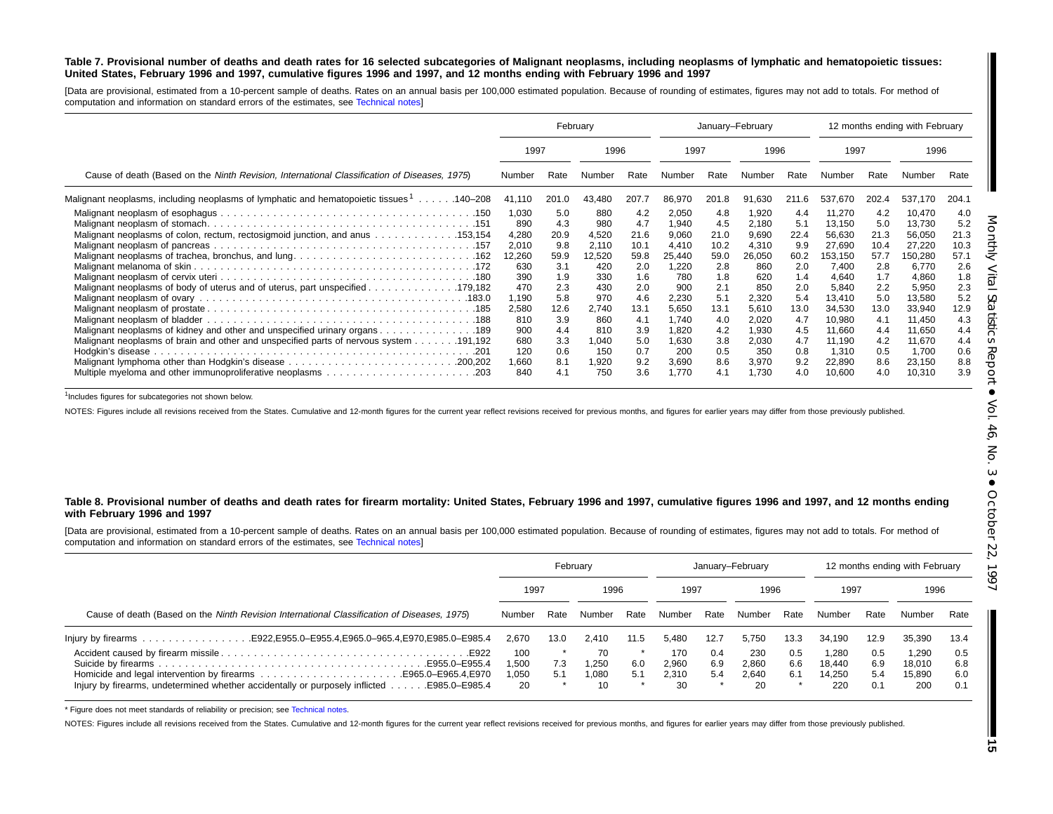**Table 7. Provisional number of deaths and death rates for 16 selected subcategories of Malignant neoplasms, including neoplasms of lymphatic and hematopoietic tissues: United States, February 1996 and 1997, cumulative figures 1996 and 1997, and 12 months ending with February 1996 and 1997**

[Data are provisional, estimated from a 10-percent sample of deaths. Rates on an annual basis per 100,000 estimated population. Because of rounding of estimates, figures may not add to totals. For method of computation and information on standard errors of the estimates, see Technical notes]

| Cause of death (Based on the *Ninth Revision, International Classification of Diseases, 1975*) | February | | | | January–February | | | | 12 months ending with February | | | |
|---|---|---|---|---|---|---|---|---|---|---|---|---|
| | 1997 | | 1996 | | 1997 | | 1996 | | 1997 | | 1996 | |
| | Number | Rate | Number | Rate | Number | Rate | Number | Rate | Number | Rate | Number | Rate |
| Malignant neoplasms, including neoplasms of lymphatic and hematopoietic tissues[1] . . . . . .140–208 | 41,110 | 201.0 | 43,480 | 207.7 | 86,970 | 201.8 | 91,630 | 211.6 | 537,670 | 202.4 | 537,170 | 204.1 |
| Malignant neoplasm of esophagus . . . .150 | 1,030 | 5.0 | 880 | 4.2 | 2,050 | 4.8 | 1,920 | 4.4 | 11,270 | 4.2 | 10,470 | 4.0 |
| Malignant neoplasm of stomach. . . .151 | 890 | 4.3 | 980 | 4.7 | 1,940 | 4.5 | 2,180 | 5.1 | 13,150 | 5.0 | 13,730 | 5.2 |
| Malignant neoplasms of colon, rectum, rectosigmoid junction, and anus . . . .153,154 | 4,280 | 20.9 | 4,520 | 21.6 | 9,060 | 21.0 | 9,690 | 22.4 | 56,630 | 21.3 | 56,050 | 21.3 |
| Malignant neoplasm of pancreas . . . .157 | 2,010 | 9.8 | 2,110 | 10.1 | 4,410 | 10.2 | 4,310 | 9.9 | 27,690 | 10.4 | 27,220 | 10.3 |
| Malignant neoplasms of trachea, bronchus, and lung. . . .162 | 12,260 | 59.9 | 12,520 | 59.8 | 25,440 | 59.0 | 26,050 | 60.2 | 153,150 | 57.7 | 150,280 | 57.1 |
| Malignant melanoma of skin . . . .172 | 630 | 3.1 | 420 | 2.0 | 1,220 | 2.8 | 860 | 2.0 | 7,400 | 2.8 | 6,770 | 2.6 |
| Malignant neoplasm of cervix uteri . . . .180 | 390 | 1.9 | 330 | 1.6 | 780 | 1.8 | 620 | 1.4 | 4,640 | 1.7 | 4,860 | 1.8 |
| Malignant neoplasms of body of uterus and of uterus, part unspecified . . . .179,182 | 470 | 2.3 | 430 | 2.0 | 900 | 2.1 | 850 | 2.0 | 5,840 | 2.2 | 5,950 | 2.3 |
| Malignant neoplasm of ovary . . . .183.0 | 1,190 | 5.8 | 970 | 4.6 | 2,230 | 5.1 | 2,320 | 5.4 | 13,410 | 5.0 | 13,580 | 5.2 |
| Malignant neoplasm of prostate . . . .185 | 2,580 | 12.6 | 2,740 | 13.1 | 5,650 | 13.1 | 5,610 | 13.0 | 34,530 | 13.0 | 33,940 | 12.9 |
| Malignant neoplasm of bladder . . . .188 | 810 | 3.9 | 860 | 4.1 | 1,740 | 4.0 | 2,020 | 4.7 | 10,980 | 4.1 | 11,450 | 4.3 |
| Malignant neoplasms of kidney and other and unspecified urinary organs . . . .189 | 900 | 4.4 | 810 | 3.9 | 1,820 | 4.2 | 1,930 | 4.5 | 11,660 | 4.4 | 11,650 | 4.4 |
| Malignant neoplasms of brain and other and unspecified parts of nervous system . . . .191,192 | 680 | 3.3 | 1,040 | 5.0 | 1,630 | 3.8 | 2,030 | 4.7 | 11,190 | 4.2 | 11,670 | 4.4 |
| Hodgkin's disease . . . .201 | 120 | 0.6 | 150 | 0.7 | 200 | 0.5 | 350 | 0.8 | 1,310 | 0.5 | 1,700 | 0.6 |
| Malignant lymphoma other than Hodgkin's disease . . . .200,202 | 1,660 | 8.1 | 1,920 | 9.2 | 3,690 | 8.6 | 3,970 | 9.2 | 22,890 | 8.6 | 23,150 | 8.8 |
| Multiple myeloma and other immunoproliferative neoplasms . . . .203 | 840 | 4.1 | 750 | 3.6 | 1,770 | 4.1 | 1,730 | 4.0 | 10,600 | 4.0 | 10,310 | 3.9 |

[1]Includes figures for subcategories not shown below.

NOTES: Figures include all revisions received from the States. Cumulative and 12-month figures for the current year reflect revisions received for previous months, and figures for earlier years may differ from those previously published.

**Table 8. Provisional number of deaths and death rates for firearm mortality: United States, February 1996 and 1997, cumulative figures 1996 and 1997, and 12 months ending with February 1996 and 1997**

[Data are provisional, estimated from a 10-percent sample of deaths. Rates on an annual basis per 100,000 estimated population. Because of rounding of estimates, figures may not add to totals. For method of computation and information on standard errors of the estimates, see Technical notes]

| Cause of death (Based on the *Ninth Revision International Classification of Diseases, 1975*) | February | | | | January–February | | | | 12 months ending with February | | | |
|---|---|---|---|---|---|---|---|---|---|---|---|---|
| | 1997 | | 1996 | | 1997 | | 1996 | | 1997 | | 1996 | |
| | Number | Rate | Number | Rate | Number | Rate | Number | Rate | Number | Rate | Number | Rate |
| Injury by firearms . . . .E922,E955.0–E955.4,E965.0–965.4,E970,E985.0–E985.4 | 2,670 | 13.0 | 2,410 | 11.5 | 5,480 | 12.7 | 5,750 | 13.3 | 34,190 | 12.9 | 35,390 | 13.4 |
| Accident caused by firearm missile . . . .E922 | 100 | * | 70 | * | 170 | 0.4 | 230 | 0.5 | 1,280 | 0.5 | 1,290 | 0.5 |
| Suicide by firearms . . . .E955.0–E955.4 | 1,500 | 7.3 | 1,250 | 6.0 | 2,960 | 6.9 | 2,860 | 6.6 | 18,440 | 6.9 | 18,010 | 6.8 |
| Homicide and legal intervention by firearms . . . .E965.0–E965.4,E970 | 1,050 | 5.1 | 1,080 | 5.1 | 2,310 | 5.4 | 2,640 | 6.1 | 14,250 | 5.4 | 15,890 | 6.0 |
| Injury by firearms, undetermined whether accidentally or purposely inflicted . . . .E985.0–E985.4 | 20 | * | 10 | * | 30 | * | 20 | * | 220 | 0.1 | 200 | 0.1 |

* Figure does not meet standards of reliability or precision; see Technical notes.

NOTES: Figures include all revisions received from the States. Cumulative and 12-month figures for the current year reflect revisions received for previous months, and figures for earlier years may differ from those previously published.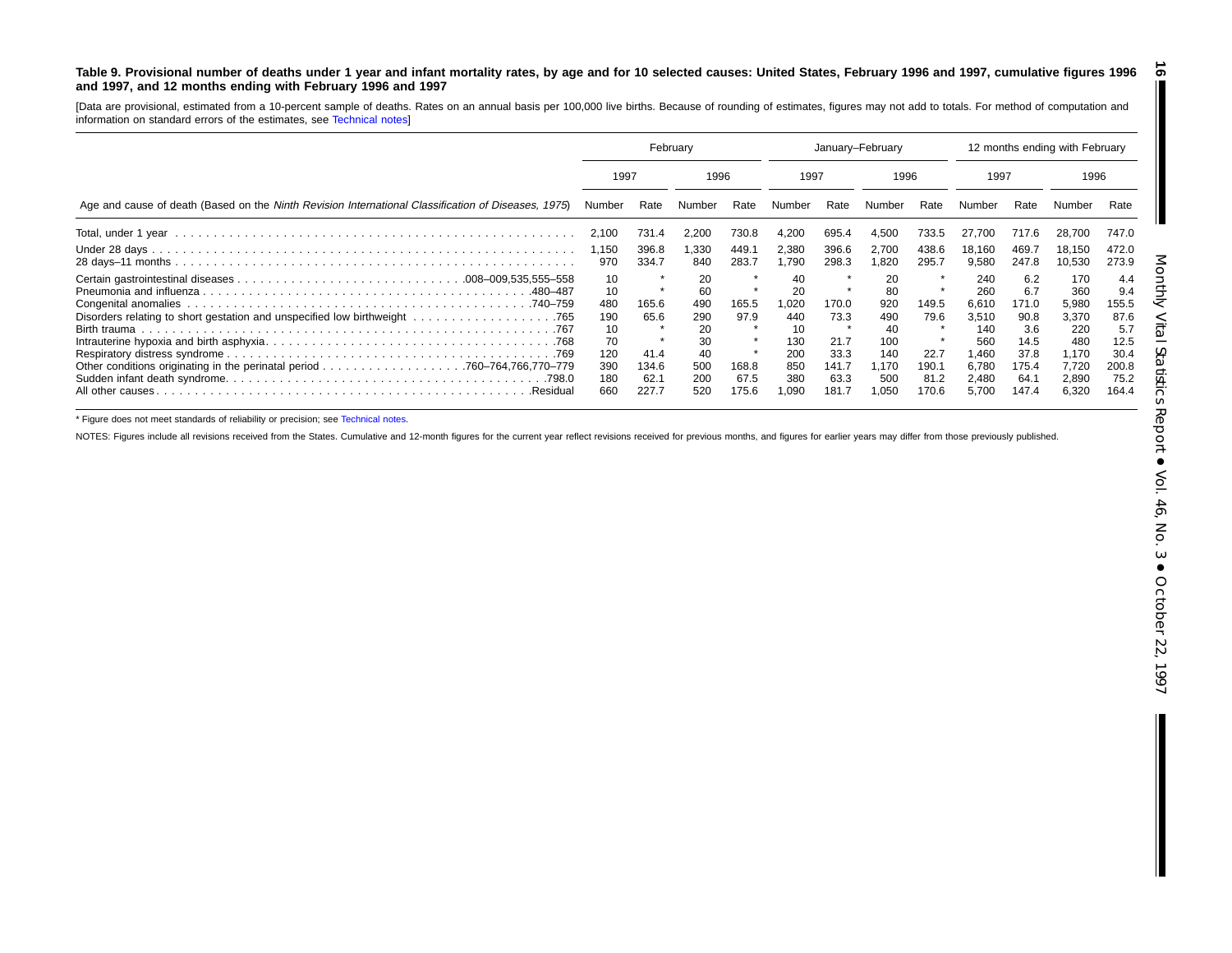**Table 9. Provisional number of deaths under 1 year and infant mortality rates, by age and for 10 selected causes: United States, February 1996 and 1997, cumulative figures 1996 and 1997, and 12 months ending with February 1996 and 1997**

[Data are provisional, estimated from a 10-percent sample of deaths. Rates on an annual basis per 100,000 live births. Because of rounding of estimates, figures may not add to totals. For method of computation and information on standard errors of the estimates, see Technical notes]

| Age and cause of death (Based on the *Ninth Revision International Classification of Diseases, 1975*) | February | | | | January–February | | | | 12 months ending with February | | | |
|---|---|---|---|---|---|---|---|---|---|---|---|---|
| | 1997 | | 1996 | | 1997 | | 1996 | | 1997 | | 1996 | |
| | Number | Rate | Number | Rate | Number | Rate | Number | Rate | Number | Rate | Number | Rate |
| Total, under 1 year | 2,100 | 731.4 | 2,200 | 730.8 | 4,200 | 695.4 | 4,500 | 733.5 | 27,700 | 717.6 | 28,700 | 747.0 |
| Under 28 days | 1,150 | 396.8 | 1,330 | 449.1 | 2,380 | 396.6 | 2,700 | 438.6 | 18,160 | 469.7 | 18,150 | 472.0 |
| 28 days–11 months | 970 | 334.7 | 840 | 283.7 | 1,790 | 298.3 | 1,820 | 295.7 | 9,580 | 247.8 | 10,530 | 273.9 |
| Certain gastrointestinal diseases .008–009,535,555–558 | 10 | * | 20 | * | 40 | * | 20 | * | 240 | 6.2 | 170 | 4.4 |
| Pneumonia and influenza .480–487 | 10 | * | 60 | * | 20 | * | 80 | * | 260 | 6.7 | 360 | 9.4 |
| Congenital anomalies .740–759 | 480 | 165.6 | 490 | 165.5 | 1,020 | 170.0 | 920 | 149.5 | 6,610 | 171.0 | 5,980 | 155.5 |
| Disorders relating to short gestation and unspecified low birthweight .765 | 190 | 65.6 | 290 | 97.9 | 440 | 73.3 | 490 | 79.6 | 3,510 | 90.8 | 3,370 | 87.6 |
| Birth trauma .767 | 10 | * | 20 | * | 10 | * | 40 | * | 140 | 3.6 | 220 | 5.7 |
| Intrauterine hypoxia and birth asphyxia .768 | 70 | * | 30 | * | 130 | 21.7 | 100 | * | 560 | 14.5 | 480 | 12.5 |
| Respiratory distress syndrome .769 | 120 | 41.4 | 40 | * | 200 | 33.3 | 140 | 22.7 | 1,460 | 37.8 | 1,170 | 30.4 |
| Other conditions originating in the perinatal period .760–764,766,770–779 | 390 | 134.6 | 500 | 168.8 | 850 | 141.7 | 1,170 | 190.1 | 6,780 | 175.4 | 7,720 | 200.8 |
| Sudden infant death syndrome .798.0 | 180 | 62.1 | 200 | 67.5 | 380 | 63.3 | 500 | 81.2 | 2,480 | 64.1 | 2,890 | 75.2 |
| All other causes .Residual | 660 | 227.7 | 520 | 175.6 | 1,090 | 181.7 | 1,050 | 170.6 | 5,700 | 147.4 | 6,320 | 164.4 |

* Figure does not meet standards of reliability or precision; see Technical notes.

NOTES: Figures include all revisions received from the States. Cumulative and 12-month figures for the current year reflect revisions received for previous months, and figures for earlier years may differ from those previously published.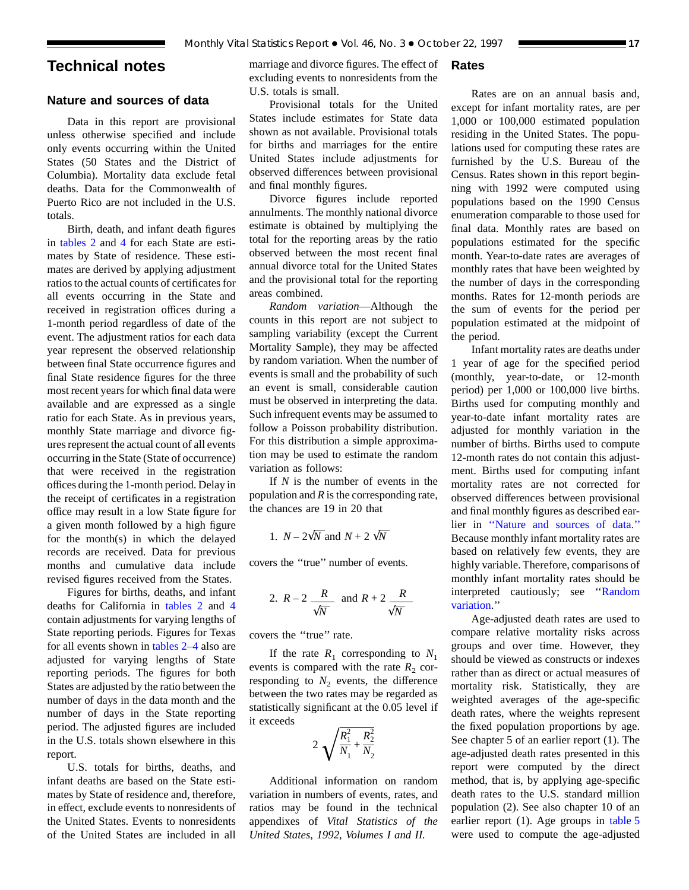# Technical notes

## Nature and sources of data

Data in this report are provisional unless otherwise specified and include only events occurring within the United States (50 States and the District of Columbia). Mortality data exclude fetal deaths. Data for the Commonwealth of Puerto Rico are not included in the U.S. totals.

Birth, death, and infant death figures in tables 2 and 4 for each State are estimates by State of residence. These estimates are derived by applying adjustment ratios to the actual counts of certificates for all events occurring in the State and received in registration offices during a 1-month period regardless of date of the event. The adjustment ratios for each data year represent the observed relationship between final State occurrence figures and final State residence figures for the three most recent years for which final data were available and are expressed as a single ratio for each State. As in previous years, monthly State marriage and divorce figures represent the actual count of all events occurring in the State (State of occurrence) that were received in the registration offices during the 1-month period. Delay in the receipt of certificates in a registration office may result in a low State figure for a given month followed by a high figure for the month(s) in which the delayed records are received. Data for previous months and cumulative data include revised figures received from the States.

Figures for births, deaths, and infant deaths for California in tables 2 and 4 contain adjustments for varying lengths of State reporting periods. Figures for Texas for all events shown in tables 2–4 also are adjusted for varying lengths of State reporting periods. The figures for both States are adjusted by the ratio between the number of days in the data month and the number of days in the State reporting period. The adjusted figures are included in the U.S. totals shown elsewhere in this report.

U.S. totals for births, deaths, and infant deaths are based on the State estimates by State of residence and, therefore, in effect, exclude events to nonresidents of the United States. Events to nonresidents of the United States are included in all marriage and divorce figures. The effect of excluding events to nonresidents from the U.S. totals is small.

Provisional totals for the United States include estimates for State data shown as not available. Provisional totals for births and marriages for the entire United States include adjustments for observed differences between provisional and final monthly figures.

Divorce figures include reported annulments. The monthly national divorce estimate is obtained by multiplying the total for the reporting areas by the ratio observed between the most recent final annual divorce total for the United States and the provisional total for the reporting areas combined.

*Random variation*—Although the counts in this report are not subject to sampling variability (except the Current Mortality Sample), they may be affected by random variation. When the number of events is small and the probability of such an event is small, considerable caution must be observed in interpreting the data. Such infrequent events may be assumed to follow a Poisson probability distribution. For this distribution a simple approximation may be used to estimate the random variation as follows:

If $N$ is the number of events in the population and $R$ is the corresponding rate, the chances are 19 in 20 that

1. $N - 2\sqrt{N}$ and $N + 2\sqrt{N}$

covers the "true" number of events.

2. $R - 2\dfrac{R}{\sqrt{N}}$ and $R + 2\dfrac{R}{\sqrt{N}}$

covers the "true" rate.

If the rate $R_1$ corresponding to $N_1$ events is compared with the rate $R_2$ corresponding to $N_2$ events, the difference between the two rates may be regarded as statistically significant at the 0.05 level if it exceeds

$$2\sqrt{\frac{R_1^2}{N_1} + \frac{R_2^2}{N_2}}$$

Additional information on random variation in numbers of events, rates, and ratios may be found in the technical appendixes of *Vital Statistics of the United States, 1992, Volumes I and II.*

## Rates

Rates are on an annual basis and, except for infant mortality rates, are per 1,000 or 100,000 estimated population residing in the United States. The populations used for computing these rates are furnished by the U.S. Bureau of the Census. Rates shown in this report beginning with 1992 were computed using populations based on the 1990 Census enumeration comparable to those used for final data. Monthly rates are based on populations estimated for the specific month. Year-to-date rates are averages of monthly rates that have been weighted by the number of days in the corresponding months. Rates for 12-month periods are the sum of events for the period per population estimated at the midpoint of the period.

Infant mortality rates are deaths under 1 year of age for the specified period (monthly, year-to-date, or 12-month period) per 1,000 or 100,000 live births. Births used for computing monthly and year-to-date infant mortality rates are adjusted for monthly variation in the number of births. Births used to compute 12-month rates do not contain this adjustment. Births used for computing infant mortality rates are not corrected for observed differences between provisional and final monthly figures as described earlier in "Nature and sources of data." Because monthly infant mortality rates are based on relatively few events, they are highly variable. Therefore, comparisons of monthly infant mortality rates should be interpreted cautiously; see "Random variation."

Age-adjusted death rates are used to compare relative mortality risks across groups and over time. However, they should be viewed as constructs or indexes rather than as direct or actual measures of mortality risk. Statistically, they are weighted averages of the age-specific death rates, where the weights represent the fixed population proportions by age. See chapter 5 of an earlier report (1). The age-adjusted death rates presented in this report were computed by the direct method, that is, by applying age-specific death rates to the U.S. standard million population (2). See also chapter 10 of an earlier report (1). Age groups in table 5 were used to compute the age-adjusted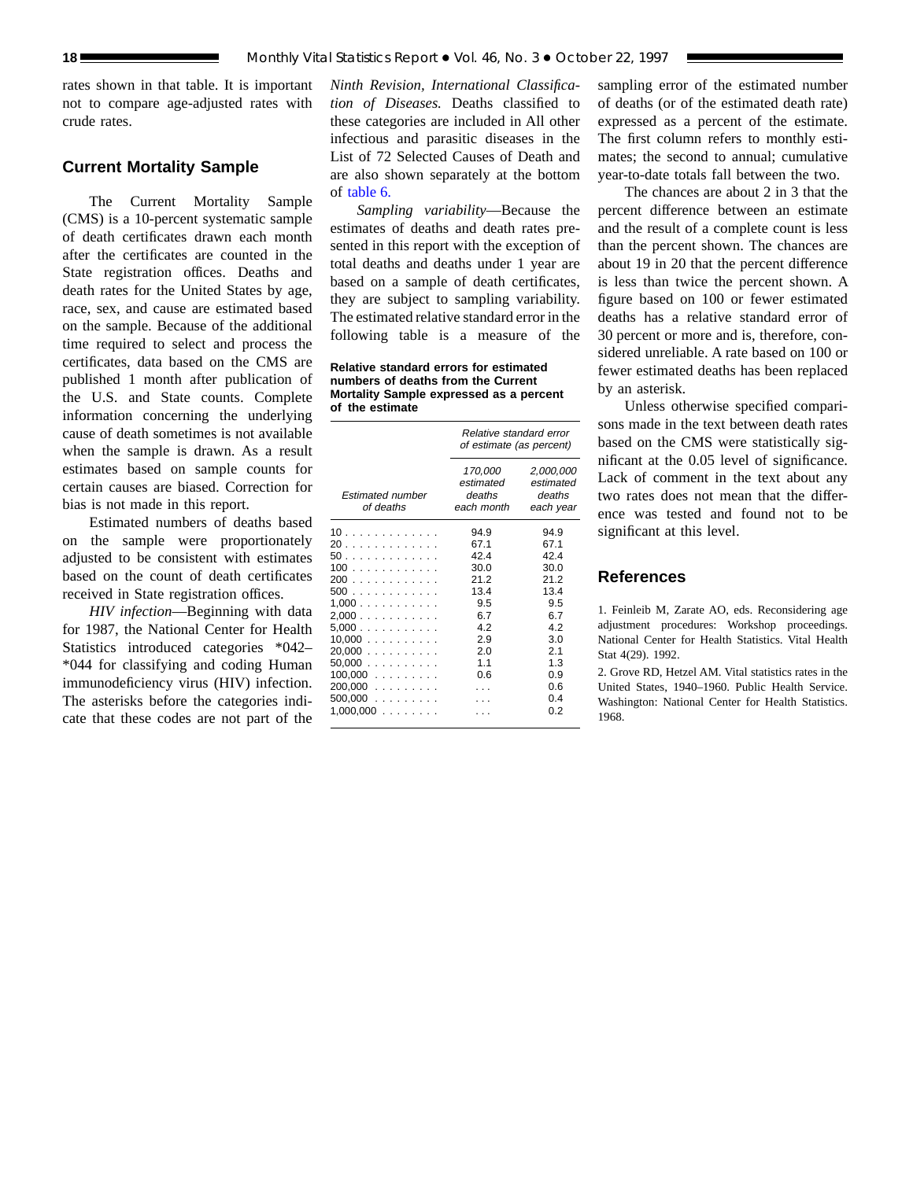rates shown in that table. It is important not to compare age-adjusted rates with crude rates.

## Current Mortality Sample

The Current Mortality Sample (CMS) is a 10-percent systematic sample of death certificates drawn each month after the certificates are counted in the State registration offices. Deaths and death rates for the United States by age, race, sex, and cause are estimated based on the sample. Because of the additional time required to select and process the certificates, data based on the CMS are published 1 month after publication of the U.S. and State counts. Complete information concerning the underlying cause of death sometimes is not available when the sample is drawn. As a result estimates based on sample counts for certain causes are biased. Correction for bias is not made in this report.

Estimated numbers of deaths based on the sample were proportionately adjusted to be consistent with estimates based on the count of death certificates received in State registration offices.

*HIV infection*—Beginning with data for 1987, the National Center for Health Statistics introduced categories *042–*044 for classifying and coding Human immunodeficiency virus (HIV) infection. The asterisks before the categories indicate that these codes are not part of the *Ninth Revision, International Classification of Diseases.* Deaths classified to these categories are included in All other infectious and parasitic diseases in the List of 72 Selected Causes of Death and are also shown separately at the bottom of table 6.

*Sampling variability*—Because the estimates of deaths and death rates presented in this report with the exception of total deaths and deaths under 1 year are based on a sample of death certificates, they are subject to sampling variability. The estimated relative standard error in the following table is a measure of the sampling error of the estimated number of deaths (or of the estimated death rate) expressed as a percent of the estimate. The first column refers to monthly estimates; the second to annual; cumulative year-to-date totals fall between the two.

**Relative standard errors for estimated numbers of deaths from the Current Mortality Sample expressed as a percent of the estimate**

| *Estimated number of deaths* | *Relative standard error of estimate (as percent)* | |
|---|---|---|
| | *170,000 estimated deaths each month* | *2,000,000 estimated deaths each year* |
| 10 | 94.9 | 94.9 |
| 20 | 67.1 | 67.1 |
| 50 | 42.4 | 42.4 |
| 100 | 30.0 | 30.0 |
| 200 | 21.2 | 21.2 |
| 500 | 13.4 | 13.4 |
| 1,000 | 9.5 | 9.5 |
| 2,000 | 6.7 | 6.7 |
| 5,000 | 4.2 | 4.2 |
| 10,000 | 2.9 | 3.0 |
| 20,000 | 2.0 | 2.1 |
| 50,000 | 1.1 | 1.3 |
| 100,000 | 0.6 | 0.9 |
| 200,000 | . . . | 0.6 |
| 500,000 | . . . | 0.4 |
| 1,000,000 | . . . | 0.2 |

The chances are about 2 in 3 that the percent difference between an estimate and the result of a complete count is less than the percent shown. The chances are about 19 in 20 that the percent difference is less than twice the percent shown. A figure based on 100 or fewer estimated deaths has a relative standard error of 30 percent or more and is, therefore, considered unreliable. A rate based on 100 or fewer estimated deaths has been replaced by an asterisk.

Unless otherwise specified comparisons made in the text between death rates based on the CMS were statistically significant at the 0.05 level of significance. Lack of comment in the text about any two rates does not mean that the difference was tested and found not to be significant at this level.

## References

1. Feinleib M, Zarate AO, eds. Reconsidering age adjustment procedures: Workshop proceedings. National Center for Health Statistics. Vital Health Stat 4(29). 1992.

2. Grove RD, Hetzel AM. Vital statistics rates in the United States, 1940–1960. Public Health Service. Washington: National Center for Health Statistics. 1968.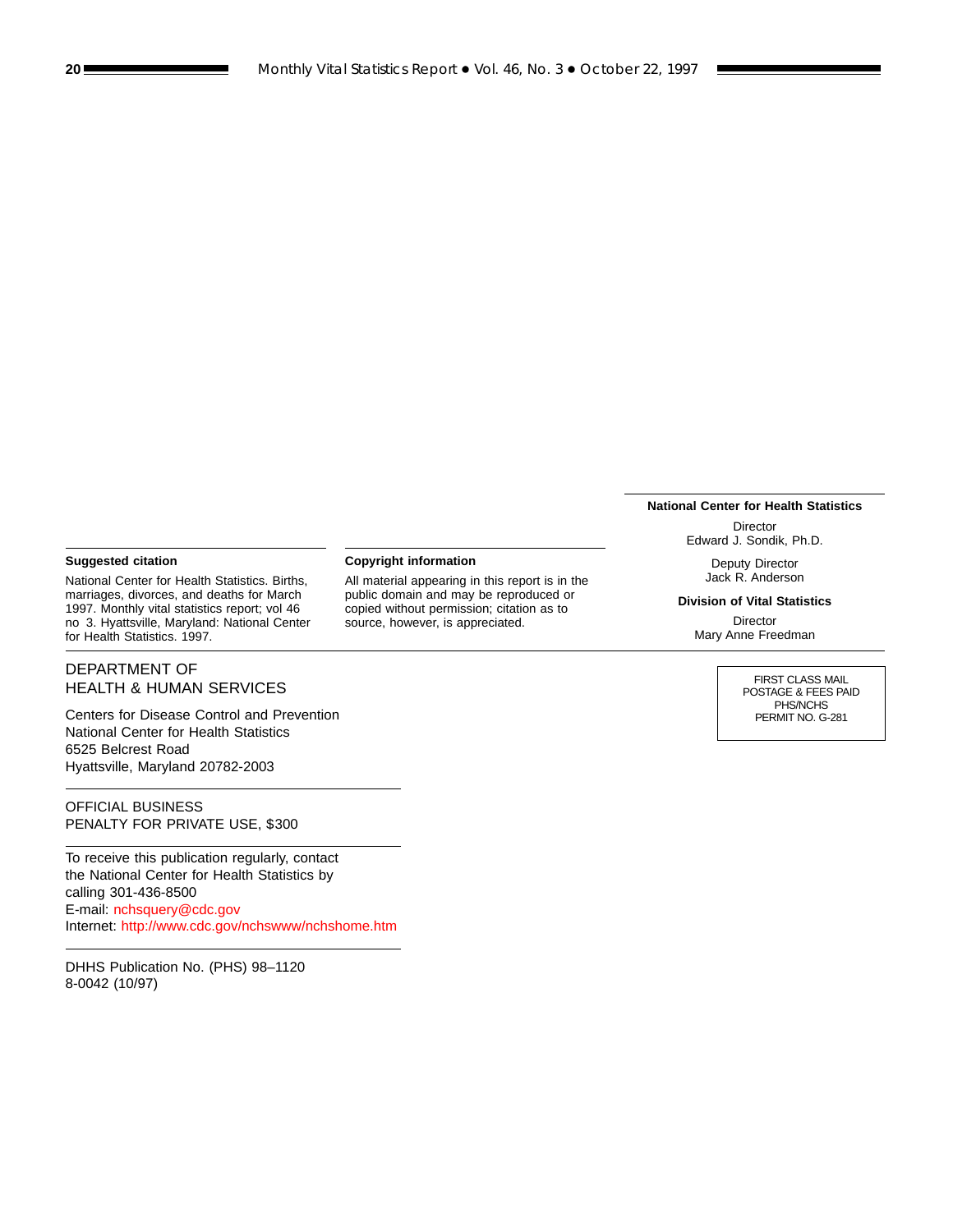**Suggested citation**

National Center for Health Statistics. Births, marriages, divorces, and deaths for March 1997. Monthly vital statistics report; vol 46 no 3. Hyattsville, Maryland: National Center for Health Statistics. 1997.

**Copyright information**

All material appearing in this report is in the public domain and may be reproduced or copied without permission; citation as to source, however, is appreciated.

**National Center for Health Statistics**

Director
Edward J. Sondik, Ph.D.

Deputy Director
Jack R. Anderson

**Division of Vital Statistics**

Director
Mary Anne Freedman

DEPARTMENT OF
HEALTH & HUMAN SERVICES

Centers for Disease Control and Prevention
National Center for Health Statistics
6525 Belcrest Road
Hyattsville, Maryland 20782-2003

FIRST CLASS MAIL
POSTAGE & FEES PAID
PHS/NCHS
PERMIT NO. G-281

OFFICIAL BUSINESS
PENALTY FOR PRIVATE USE, $300

To receive this publication regularly, contact the National Center for Health Statistics by calling 301-436-8500
E-mail: nchsquery@cdc.gov
Internet: http://www.cdc.gov/nchswww/nchshome.htm

DHHS Publication No. (PHS) 98–1120
8-0042 (10/97)